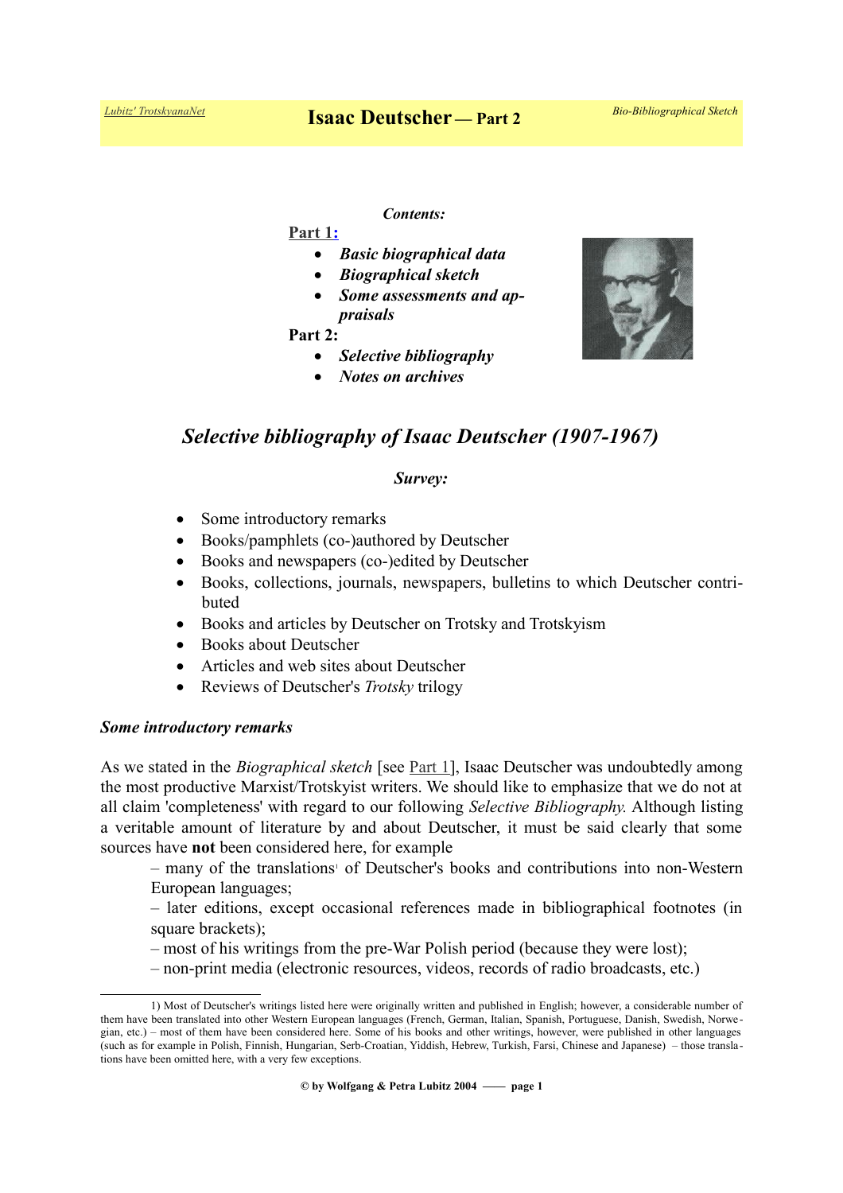# Isaac Deutscher — Part 2

***Contents:***

Part 1:

- ***Basic biographical data***
- ***Biographical sketch***
- ***Some assessments and appraisals***

**Part 2:**

- ***Selective bibliography***
- ***Notes on archives***

## *Selective bibliography of Isaac Deutscher (1907-1967)*

***Survey:***

- Some introductory remarks
- Books/pamphlets (co-)authored by Deutscher
- Books and newspapers (co-)edited by Deutscher
- Books, collections, journals, newspapers, bulletins to which Deutscher contributed
- Books and articles by Deutscher on Trotsky and Trotskyism
- Books about Deutscher
- Articles and web sites about Deutscher
- Reviews of Deutscher's *Trotsky* trilogy

### *Some introductory remarks*

As we stated in the *Biographical sketch* [see Part 1], Isaac Deutscher was undoubtedly among the most productive Marxist/Trotskyist writers. We should like to emphasize that we do not at all claim 'completeness' with regard to our following *Selective Bibliography.* Although listing a veritable amount of literature by and about Deutscher, it must be said clearly that some sources have **not** been considered here, for example

– many of the translations[1] of Deutscher's books and contributions into non-Western European languages;

– later editions, except occasional references made in bibliographical footnotes (in square brackets);

– most of his writings from the pre-War Polish period (because they were lost);

– non-print media (electronic resources, videos, records of radio broadcasts, etc.)

---

1) Most of Deutscher's writings listed here were originally written and published in English; however, a considerable number of them have been translated into other Western European languages (French, German, Italian, Spanish, Portuguese, Danish, Swedish, Norwegian, etc.) – most of them have been considered here. Some of his books and other writings, however, were published in other languages (such as for example in Polish, Finnish, Hungarian, Serb-Croatian, Yiddish, Hebrew, Turkish, Farsi, Chinese and Japanese) – those translations have been omitted here, with a very few exceptions.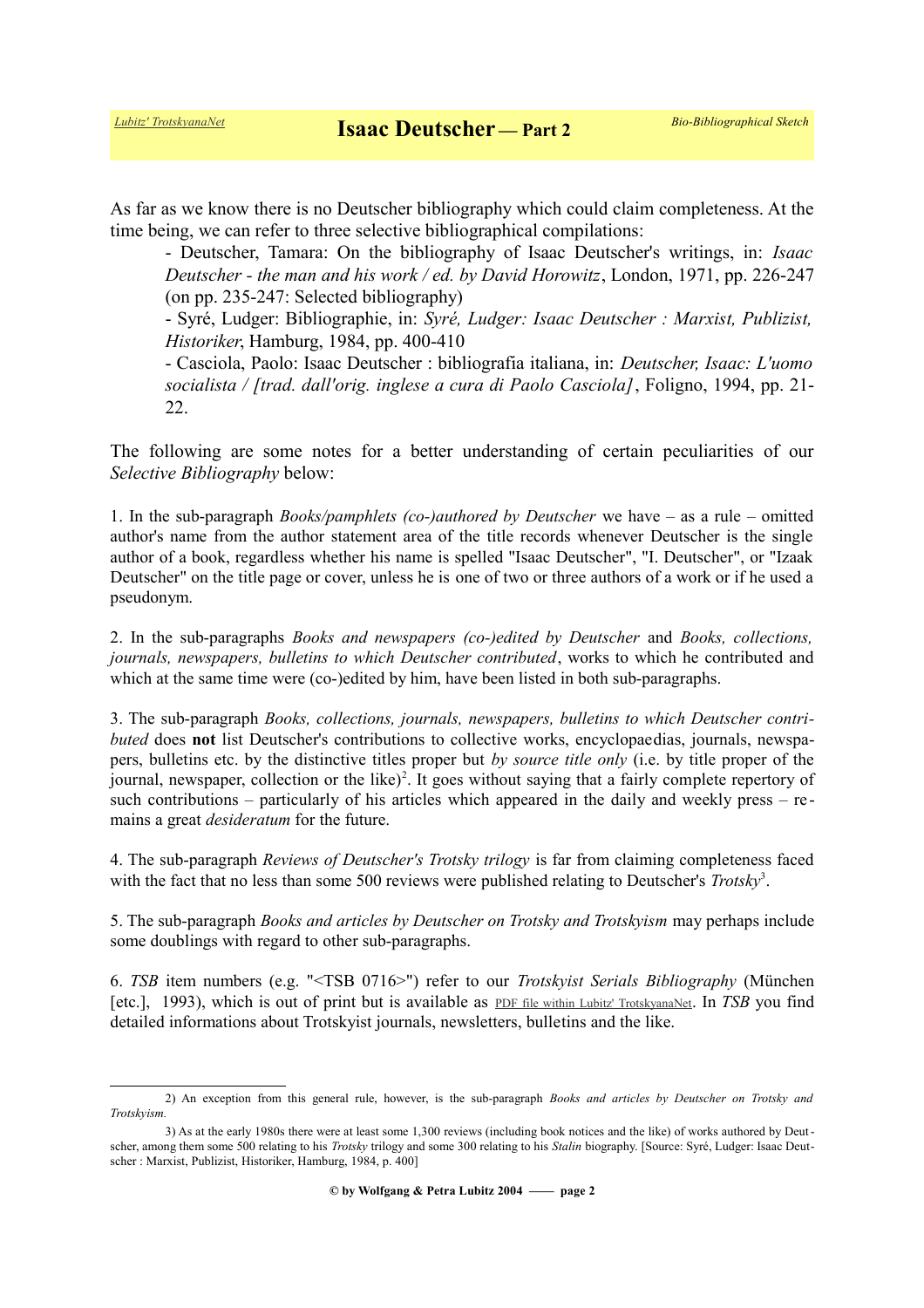As far as we know there is no Deutscher bibliography which could claim completeness. At the time being, we can refer to three selective bibliographical compilations:

- Deutscher, Tamara: On the bibliography of Isaac Deutscher's writings, in: *Isaac Deutscher - the man and his work / ed. by David Horowitz*, London, 1971, pp. 226-247 (on pp. 235-247: Selected bibliography)
- Syré, Ludger: Bibliographie, in: *Syré, Ludger: Isaac Deutscher : Marxist, Publizist, Historiker*, Hamburg, 1984, pp. 400-410
- Casciola, Paolo: Isaac Deutscher : bibliografia italiana, in: *Deutscher, Isaac: L'uomo socialista / [trad. dall'orig. inglese a cura di Paolo Casciola]*, Foligno, 1994, pp. 21-22.

The following are some notes for a better understanding of certain peculiarities of our *Selective Bibliography* below:

1. In the sub-paragraph *Books/pamphlets (co-)authored by Deutscher* we have – as a rule – omitted author's name from the author statement area of the title records whenever Deutscher is the single author of a book, regardless whether his name is spelled "Isaac Deutscher", "I. Deutscher", or "Izaak Deutscher" on the title page or cover, unless he is one of two or three authors of a work or if he used a pseudonym.

2. In the sub-paragraphs *Books and newspapers (co-)edited by Deutscher* and *Books, collections, journals, newspapers, bulletins to which Deutscher contributed*, works to which he contributed and which at the same time were (co-)edited by him, have been listed in both sub-paragraphs.

3. The sub-paragraph *Books, collections, journals, newspapers, bulletins to which Deutscher contributed* does **not** list Deutscher's contributions to collective works, encyclopaedias, journals, newspapers, bulletins etc. by the distinctive titles proper but *by source title only* (i.e. by title proper of the journal, newspaper, collection or the like)[2]. It goes without saying that a fairly complete repertory of such contributions – particularly of his articles which appeared in the daily and weekly press – remains a great *desideratum* for the future.

4. The sub-paragraph *Reviews of Deutscher's Trotsky trilogy* is far from claiming completeness faced with the fact that no less than some 500 reviews were published relating to Deutscher's *Trotsky*[3].

5. The sub-paragraph *Books and articles by Deutscher on Trotsky and Trotskyism* may perhaps include some doublings with regard to other sub-paragraphs.

6. *TSB* item numbers (e.g. "<TSB 0716>") refer to our *Trotskyist Serials Bibliography* (München [etc.], 1993), which is out of print but is available as PDF file within Lubitz' TrotskyanaNet. In *TSB* you find detailed informations about Trotskyist journals, newsletters, bulletins and the like.

---

2) An exception from this general rule, however, is the sub-paragraph *Books and articles by Deutscher on Trotsky and Trotskyism.*

3) As at the early 1980s there were at least some 1,300 reviews (including book notices and the like) of works authored by Deutscher, among them some 500 relating to his *Trotsky* trilogy and some 300 relating to his *Stalin* biography. [Source: Syré, Ludger: Isaac Deutscher : Marxist, Publizist, Historiker, Hamburg, 1984, p. 400]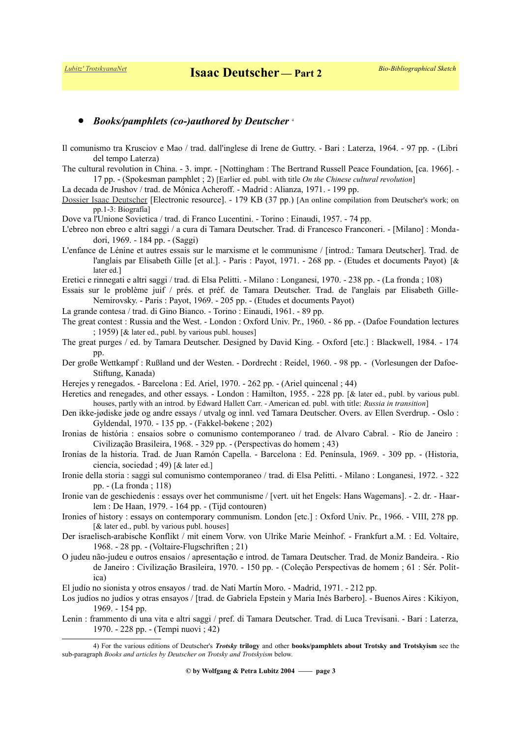- ***Books/pamphlets (co-)authored by Deutscher*** [4]

Il comunismo tra Krusciov e Mao / trad. dall'inglese di Irene de Guttry. - Bari : Laterza, 1964. - 97 pp. - (Libri del tempo Laterza)

The cultural revolution in China. - 3. impr. - [Nottingham : The Bertrand Russell Peace Foundation, [ca. 1966]. - 17 pp. - (Spokesman pamphlet ; 2) [Earlier ed. publ. with title *On the Chinese cultural revolution*]

La decada de Jrushov / trad. de Mónica Acheroff. - Madrid : Alianza, 1971. - 199 pp.

Dossier Isaac Deutscher [Electronic resource]. - 179 KB (37 pp.) [An online compilation from Deutscher's work; on pp.1-3: Biografía]

Dove va l'Unione Sovietica / trad. di Franco Lucentini. - Torino : Einaudi, 1957. - 74 pp.

L'ebreo non ebreo e altri saggi / a cura di Tamara Deutscher. Trad. di Francesco Franconeri. - [Milano] : Mondadori, 1969. - 184 pp. - (Saggi)

L'enfance de Lénine et autres essais sur le marxisme et le communisme / [introd.: Tamara Deutscher]. Trad. de l'anglais par Elisabeth Gille [et al.]. - Paris : Payot, 1971. - 268 pp. - (Etudes et documents Payot) [& later ed.]

Eretici e rinnegati e altri saggi / trad. di Elsa Pelitti. - Milano : Longanesi, 1970. - 238 pp. - (La fronda ; 108)

Essais sur le problème juif / prés. et préf. de Tamara Deutscher. Trad. de l'anglais par Elisabeth Gille-Nemirovsky. - Paris : Payot, 1969. - 205 pp. - (Etudes et documents Payot)

La grande contesa / trad. di Gino Bianco. - Torino : Einaudi, 1961. - 89 pp.

The great contest : Russia and the West. - London : Oxford Univ. Pr., 1960. - 86 pp. - (Dafoe Foundation lectures ; 1959) [& later ed., publ. by various publ. houses]

The great purges / ed. by Tamara Deutscher. Designed by David King. - Oxford [etc.] : Blackwell, 1984. - 174 pp.

Der große Wettkampf : Rußland und der Westen. - Dordrecht : Reidel, 1960. - 98 pp. - (Vorlesungen der Dafoe-Stiftung, Kanada)

Herejes y renegados. - Barcelona : Ed. Ariel, 1970. - 262 pp. - (Ariel quincenal ; 44)

Heretics and renegades, and other essays. - London : Hamilton, 1955. - 228 pp. [& later ed., publ. by various publ. houses, partly with an introd. by Edward Hallett Carr. - American ed. publ. with title: *Russia in transition*]

Den ikke-jødiske jøde og andre essays / utvalg og innl. ved Tamara Deutscher. Overs. av Ellen Sverdrup. - Oslo : Gyldendal, 1970. - 135 pp. - (Fakkel-bøkene ; 202)

Ironias de história : ensaios sobre o comunismo contemporaneo / trad. de Alvaro Cabral. - Rio de Janeiro : Civilização Brasileira, 1968. - 329 pp. - (Perspectivas do homem ; 43)

Ironías de la historia. Trad. de Juan Ramón Capella. - Barcelona : Ed. Península, 1969. - 309 pp. - (Historia, ciencia, sociedad ; 49) [& later ed.]

Ironie della storia : saggi sul comunismo contemporaneo / trad. di Elsa Pelitti. - Milano : Longanesi, 1972. - 322 pp. - (La fronda ; 118)

Ironie van de geschiedenis : essays over het communisme / [vert. uit het Engels: Hans Wagemans]. - 2. dr. - Haarlem : De Haan, 1979. - 164 pp. - (Tijd contouren)

Ironies of history : essays on contemporary communism. London [etc.] : Oxford Univ. Pr., 1966. - VIII, 278 pp. [& later ed., publ. by various publ. houses]

Der israelisch-arabische Konflikt / mit einem Vorw. von Ulrike Marie Meinhof. - Frankfurt a.M. : Ed. Voltaire, 1968. - 28 pp. - (Voltaire-Flugschriften ; 21)

O judeu não-judeu e outros ensaios / apresentação e introd. de Tamara Deutscher. Trad. de Moniz Bandeira. - Rio de Janeiro : Civilização Brasileira, 1970. - 150 pp. - (Coleção Perspectivas de homem ; 61 : Sér. Política)

El judío no sionista y otros ensayos / trad. de Nati Martín Moro. - Madrid, 1971. - 212 pp.

Los judíos no judíos y otras ensayos / [trad. de Gabriela Epstein y Maria Inés Barbero]. - Buenos Aires : Kikiyon, 1969. - 154 pp.

Lenin : frammento di una vita e altri saggi / pref. di Tamara Deutscher. Trad. di Luca Trevisani. - Bari : Laterza, 1970. - 228 pp. - (Tempi nuovi ; 42)

---

4) For the various editions of Deutscher's ***Trotsky* trilogy** and other **books/pamphlets about Trotsky and Trotskyism** see the sub-paragraph *Books and articles by Deutscher on Trotsky and Trotskyism* below.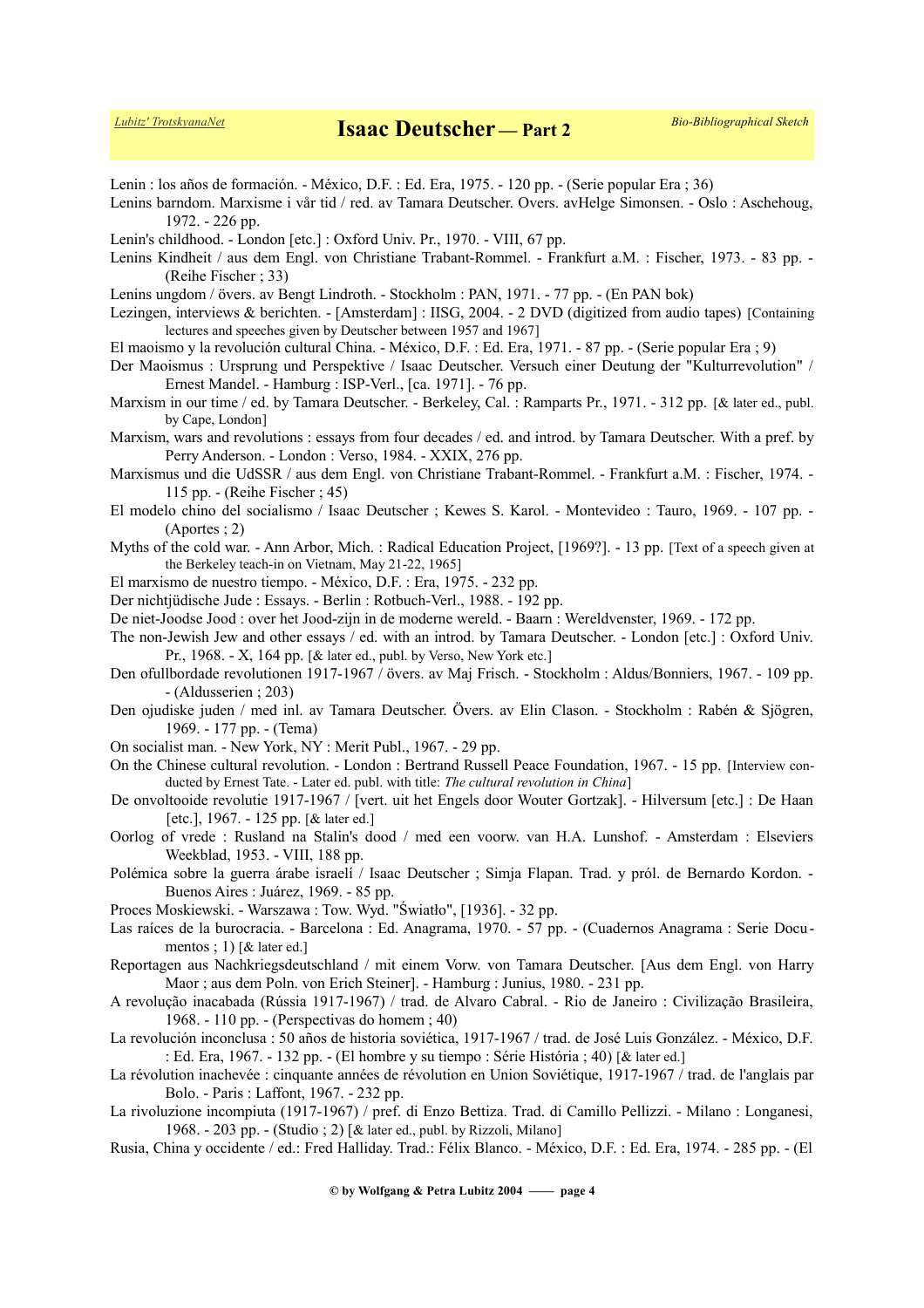Lenin : los años de formación. - México, D.F. : Ed. Era, 1975. - 120 pp. - (Serie popular Era ; 36)

Lenins barndom. Marxisme i vår tid / red. av Tamara Deutscher. Overs. avHelge Simonsen. - Oslo : Aschehoug, 1972. - 226 pp.

Lenin's childhood. - London [etc.] : Oxford Univ. Pr., 1970. - VIII, 67 pp.

Lenins Kindheit / aus dem Engl. von Christiane Trabant-Rommel. - Frankfurt a.M. : Fischer, 1973. - 83 pp. - (Reihe Fischer ; 33)

Lenins ungdom / övers. av Bengt Lindroth. - Stockholm : PAN, 1971. - 77 pp. - (En PAN bok)

Lezingen, interviews & berichten. - [Amsterdam] : IISG, 2004. - 2 DVD (digitized from audio tapes) [Containing lectures and speeches given by Deutscher between 1957 and 1967]

El maoismo y la revolución cultural China. - México, D.F. : Ed. Era, 1971. - 87 pp. - (Serie popular Era ; 9)

Der Maoismus : Ursprung und Perspektive / Isaac Deutscher. Versuch einer Deutung der "Kulturrevolution" / Ernest Mandel. - Hamburg : ISP-Verl., [ca. 1971]. - 76 pp.

Marxism in our time / ed. by Tamara Deutscher. - Berkeley, Cal. : Ramparts Pr., 1971. - 312 pp. [& later ed., publ. by Cape, London]

Marxism, wars and revolutions : essays from four decades / ed. and introd. by Tamara Deutscher. With a pref. by Perry Anderson. - London : Verso, 1984. - XXIX, 276 pp.

Marxismus und die UdSSR / aus dem Engl. von Christiane Trabant-Rommel. - Frankfurt a.M. : Fischer, 1974. - 115 pp. - (Reihe Fischer ; 45)

El modelo chino del socialismo / Isaac Deutscher ; Kewes S. Karol. - Montevideo : Tauro, 1969. - 107 pp. - (Aportes ; 2)

Myths of the cold war. - Ann Arbor, Mich. : Radical Education Project, [1969?]. - 13 pp. [Text of a speech given at the Berkeley teach-in on Vietnam, May 21-22, 1965]

El marxismo de nuestro tiempo. - México, D.F. : Era, 1975. - 232 pp.

Der nichtjüdische Jude : Essays. - Berlin : Rotbuch-Verl., 1988. - 192 pp.

De niet-Joodse Jood : over het Jood-zijn in de moderne wereld. - Baarn : Wereldvenster, 1969. - 172 pp.

The non-Jewish Jew and other essays / ed. with an introd. by Tamara Deutscher. - London [etc.] : Oxford Univ. Pr., 1968. - X, 164 pp. [& later ed., publ. by Verso, New York etc.]

Den ofullbordade revolutionen 1917-1967 / övers. av Maj Frisch. - Stockholm : Aldus/Bonniers, 1967. - 109 pp. - (Aldusserien ; 203)

Den ojudiske juden / med inl. av Tamara Deutscher. Övers. av Elin Clason. - Stockholm : Rabén & Sjögren, 1969. - 177 pp. - (Tema)

On socialist man. - New York, NY : Merit Publ., 1967. - 29 pp.

On the Chinese cultural revolution. - London : Bertrand Russell Peace Foundation, 1967. - 15 pp. [Interview conducted by Ernest Tate. - Later ed. publ. with title: *The cultural revolution in China*]

De onvoltooide revolutie 1917-1967 / [vert. uit het Engels door Wouter Gortzak]. - Hilversum [etc.] : De Haan [etc.], 1967. - 125 pp. [& later ed.]

Oorlog of vrede : Rusland na Stalin's dood / med een voorw. van H.A. Lunshof. - Amsterdam : Elseviers Weekblad, 1953. - VIII, 188 pp.

Polémica sobre la guerra árabe israelí / Isaac Deutscher ; Simja Flapan. Trad. y pról. de Bernardo Kordon. - Buenos Aires : Juárez, 1969. - 85 pp.

Proces Moskiewski. - Warszawa : Tow. Wyd. "Światło", [1936]. - 32 pp.

Las raíces de la burocracia. - Barcelona : Ed. Anagrama, 1970. - 57 pp. - (Cuadernos Anagrama : Serie Documentos ; 1) [& later ed.]

Reportagen aus Nachkriegsdeutschland / mit einem Vorw. von Tamara Deutscher. [Aus dem Engl. von Harry Maor ; aus dem Poln. von Erich Steiner]. - Hamburg : Junius, 1980. - 231 pp.

A revolução inacabada (Rússia 1917-1967) / trad. de Alvaro Cabral. - Rio de Janeiro : Civilização Brasileira, 1968. - 110 pp. - (Perspectivas do homem ; 40)

La revolución inconclusa : 50 años de historia soviética, 1917-1967 / trad. de José Luis González. - México, D.F. : Ed. Era, 1967. - 132 pp. - (El hombre y su tiempo : Série História ; 40) [& later ed.]

La révolution inachevée : cinquante années de révolution en Union Soviétique, 1917-1967 / trad. de l'anglais par Bolo. - Paris : Laffont, 1967. - 232 pp.

La rivoluzione incompiuta (1917-1967) / pref. di Enzo Bettiza. Trad. di Camillo Pellizzi. - Milano : Longanesi, 1968. - 203 pp. - (Studio ; 2) [& later ed., publ. by Rizzoli, Milano]

Rusia, China y occidente / ed.: Fred Halliday. Trad.: Félix Blanco. - México, D.F. : Ed. Era, 1974. - 285 pp. - (El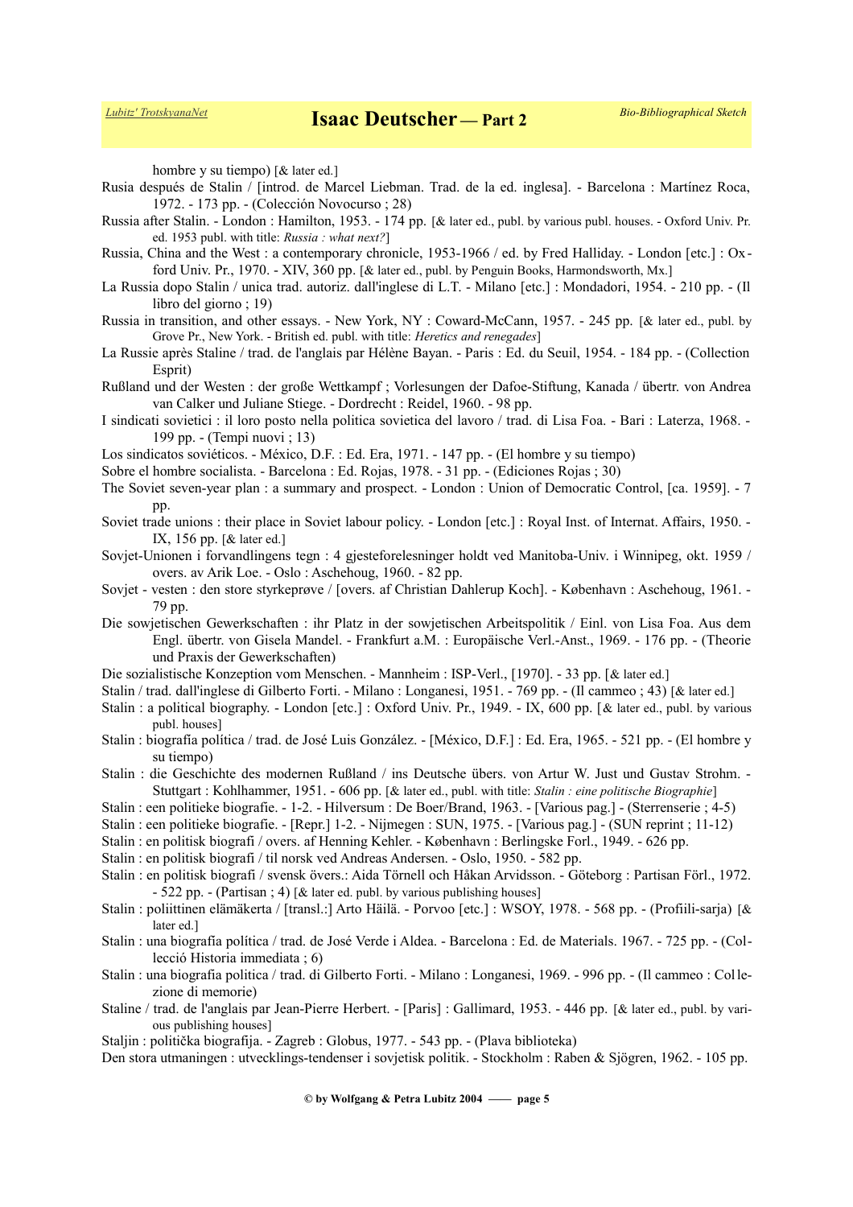hombre y su tiempo) [& later ed.]

Rusia después de Stalin / [introd. de Marcel Liebman. Trad. de la ed. inglesa]. - Barcelona : Martínez Roca, 1972. - 173 pp. - (Colección Novocurso ; 28)

Russia after Stalin. - London : Hamilton, 1953. - 174 pp. [& later ed., publ. by various publ. houses. - Oxford Univ. Pr. ed. 1953 publ. with title: *Russia : what next?*]

Russia, China and the West : a contemporary chronicle, 1953-1966 / ed. by Fred Halliday. - London [etc.] : Oxford Univ. Pr., 1970. - XIV, 360 pp. [& later ed., publ. by Penguin Books, Harmondsworth, Mx.]

La Russia dopo Stalin / unica trad. autoriz. dall'inglese di L.T. - Milano [etc.] : Mondadori, 1954. - 210 pp. - (Il libro del giorno ; 19)

Russia in transition, and other essays. - New York, NY : Coward-McCann, 1957. - 245 pp. [& later ed., publ. by Grove Pr., New York. - British ed. publ. with title: *Heretics and renegades*]

La Russie après Staline / trad. de l'anglais par Hélène Bayan. - Paris : Ed. du Seuil, 1954. - 184 pp. - (Collection Esprit)

Rußland und der Westen : der große Wettkampf ; Vorlesungen der Dafoe-Stiftung, Kanada / übertr. von Andrea van Calker und Juliane Stiege. - Dordrecht : Reidel, 1960. - 98 pp.

I sindicati sovietici : il loro posto nella politica sovietica del lavoro / trad. di Lisa Foa. - Bari : Laterza, 1968. - 199 pp. - (Tempi nuovi ; 13)

Los sindicatos soviéticos. - México, D.F. : Ed. Era, 1971. - 147 pp. - (El hombre y su tiempo)

Sobre el hombre socialista. - Barcelona : Ed. Rojas, 1978. - 31 pp. - (Ediciones Rojas ; 30)

The Soviet seven-year plan : a summary and prospect. - London : Union of Democratic Control, [ca. 1959]. - 7 pp.

Soviet trade unions : their place in Soviet labour policy. - London [etc.] : Royal Inst. of Internat. Affairs, 1950. - IX, 156 pp. [& later ed.]

Sovjet-Unionen i forvandlingens tegn : 4 gjesteforelesninger holdt ved Manitoba-Univ. i Winnipeg, okt. 1959 / overs. av Arik Loe. - Oslo : Aschehoug, 1960. - 82 pp.

Sovjet - vesten : den store styrkeprøve / [overs. af Christian Dahlerup Koch]. - København : Aschehoug, 1961. - 79 pp.

Die sowjetischen Gewerkschaften : ihr Platz in der sowjetischen Arbeitspolitik / Einl. von Lisa Foa. Aus dem Engl. übertr. von Gisela Mandel. - Frankfurt a.M. : Europäische Verl.-Anst., 1969. - 176 pp. - (Theorie und Praxis der Gewerkschaften)

Die sozialistische Konzeption vom Menschen. - Mannheim : ISP-Verl., [1970]. - 33 pp. [& later ed.]

Stalin / trad. dall'inglese di Gilberto Forti. - Milano : Longanesi, 1951. - 769 pp. - (Il cammeo ; 43) [& later ed.]

Stalin : a political biography. - London [etc.] : Oxford Univ. Pr., 1949. - IX, 600 pp. [& later ed., publ. by various publ. houses]

Stalin : biografía política / trad. de José Luis González. - [México, D.F.] : Ed. Era, 1965. - 521 pp. - (El hombre y su tiempo)

Stalin : die Geschichte des modernen Rußland / ins Deutsche übers. von Artur W. Just und Gustav Strohm. - Stuttgart : Kohlhammer, 1951. - 606 pp. [& later ed., publ. with title: *Stalin : eine politische Biographie*]

Stalin : een politieke biografie. - 1-2. - Hilversum : De Boer/Brand, 1963. - [Various pag.] - (Sterrenserie ; 4-5)

Stalin : een politieke biografie. - [Repr.] 1-2. - Nijmegen : SUN, 1975. - [Various pag.] - (SUN reprint ; 11-12)

Stalin : en politisk biografi / overs. af Henning Kehler. - København : Berlingske Forl., 1949. - 626 pp.

Stalin : en politisk biografi / til norsk ved Andreas Andersen. - Oslo, 1950. - 582 pp.

Stalin : en politisk biografi / svensk övers.: Aida Törnell och Håkan Arvidsson. - Göteborg : Partisan Förl., 1972. - 522 pp. - (Partisan ; 4) [& later ed. publ. by various publishing houses]

Stalin : poliittinen elämäkerta / [transl.:] Arto Häilä. - Porvoo [etc.] : WSOY, 1978. - 568 pp. - (Profiili-sarja) [& later ed.]

Stalin : una biografia política / trad. de José Verde i Aldea. - Barcelona : Ed. de Materials. 1967. - 725 pp. - (Col-lecció Historia immediata ; 6)

Stalin : una biografia politica / trad. di Gilberto Forti. - Milano : Longanesi, 1969. - 996 pp. - (Il cammeo : Collezione di memorie)

Staline / trad. de l'anglais par Jean-Pierre Herbert. - [Paris] : Gallimard, 1953. - 446 pp. [& later ed., publ. by various publishing houses]

Staljin : politička biografija. - Zagreb : Globus, 1977. - 543 pp. - (Plava biblioteka)

Den stora utmaningen : utvecklings-tendenser i sovjetisk politik. - Stockholm : Raben & Sjögren, 1962. - 105 pp.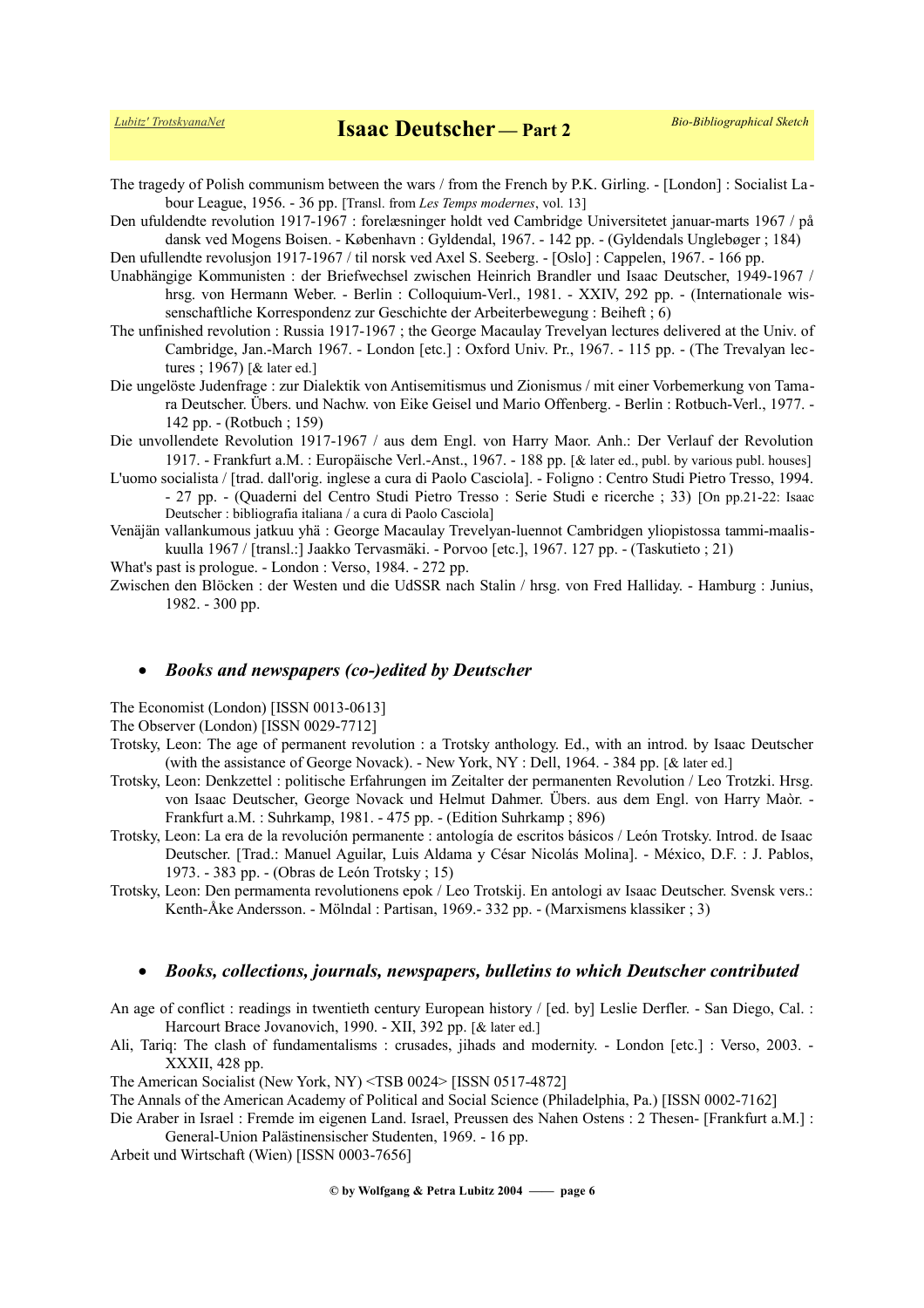The tragedy of Polish communism between the wars / from the French by P.K. Girling. - [London] : Socialist Labour League, 1956. - 36 pp. [Transl. from *Les Temps modernes*, vol. 13]

Den ufuldendte revolution 1917-1967 : forelæsninger holdt ved Cambridge Universitetet januar-marts 1967 / på dansk ved Mogens Boisen. - København : Gyldendal, 1967. - 142 pp. - (Gyldendals Uglebøger ; 184)

Den ufullendte revolusjon 1917-1967 / til norsk ved Axel S. Seeberg. - [Oslo] : Cappelen, 1967. - 166 pp.

Unabhängige Kommunisten : der Briefwechsel zwischen Heinrich Brandler und Isaac Deutscher, 1949-1967 / hrsg. von Hermann Weber. - Berlin : Colloquium-Verl., 1981. - XXIV, 292 pp. - (Internationale wissenschaftliche Korrespondenz zur Geschichte der Arbeiterbewegung : Beiheft ; 6)

The unfinished revolution : Russia 1917-1967 ; the George Macaulay Trevelyan lectures delivered at the Univ. of Cambridge, Jan.-March 1967. - London [etc.] : Oxford Univ. Pr., 1967. - 115 pp. - (The Trevalyan lectures ; 1967) [& later ed.]

Die ungelöste Judenfrage : zur Dialektik von Antisemitismus und Zionismus / mit einer Vorbemerkung von Tamara Deutscher. Übers. und Nachw. von Eike Geisel und Mario Offenberg. - Berlin : Rotbuch-Verl., 1977. - 142 pp. - (Rotbuch ; 159)

Die unvollendete Revolution 1917-1967 / aus dem Engl. von Harry Maor. Anh.: Der Verlauf der Revolution 1917. - Frankfurt a.M. : Europäische Verl.-Anst., 1967. - 188 pp. [& later ed., publ. by various publ. houses]

L'uomo socialista / [trad. dall'orig. inglese a cura di Paolo Casciola]. - Foligno : Centro Studi Pietro Tresso, 1994. - 27 pp. - (Quaderni del Centro Studi Pietro Tresso : Serie Studi e ricerche ; 33) [On pp.21-22: Isaac Deutscher : bibliografia italiana / a cura di Paolo Casciola]

Venäjän vallankumous jatkuu yhä : George Macaulay Trevelyan-luennot Cambridgen yliopistossa tammi-maaliskuulla 1967 / [transl.:] Jaakko Tervasmäki. - Porvoo [etc.], 1967. 127 pp. - (Taskutieto ; 21)

What's past is prologue. - London : Verso, 1984. - 272 pp.

Zwischen den Blöcken : der Westen und die UdSSR nach Stalin / hrsg. von Fred Halliday. - Hamburg : Junius, 1982. - 300 pp.

- ***Books and newspapers (co-)edited by Deutscher***

The Economist (London) [ISSN 0013-0613]

The Observer (London) [ISSN 0029-7712]

Trotsky, Leon: The age of permanent revolution : a Trotsky anthology. Ed., with an introd. by Isaac Deutscher (with the assistance of George Novack). - New York, NY : Dell, 1964. - 384 pp. [& later ed.]

Trotsky, Leon: Denkzettel : politische Erfahrungen im Zeitalter der permanenten Revolution / Leo Trotzki. Hrsg. von Isaac Deutscher, George Novack und Helmut Dahmer. Übers. aus dem Engl. von Harry Maòr. - Frankfurt a.M. : Suhrkamp, 1981. - 475 pp. - (Edition Suhrkamp ; 896)

Trotsky, Leon: La era de la revolución permanente : antología de escritos básicos / León Trotsky. Introd. de Isaac Deutscher. [Trad.: Manuel Aguilar, Luis Aldama y César Nicolás Molina]. - México, D.F. : J. Pablos, 1973. - 383 pp. - (Obras de León Trotsky ; 15)

Trotsky, Leon: Den permamenta revolutionens epok / Leo Trotskij. En antologi av Isaac Deutscher. Svensk vers.: Kenth-Åke Andersson. - Mölndal : Partisan, 1969.- 332 pp. - (Marxismens klassiker ; 3)

- ***Books, collections, journals, newspapers, bulletins to which Deutscher contributed***

An age of conflict : readings in twentieth century European history / [ed. by] Leslie Derfler. - San Diego, Cal. : Harcourt Brace Jovanovich, 1990. - XII, 392 pp. [& later ed.]

Ali, Tariq: The clash of fundamentalisms : crusades, jihads and modernity. - London [etc.] : Verso, 2003. - XXXII, 428 pp.

The American Socialist (New York, NY) <TSB 0024> [ISSN 0517-4872]

The Annals of the American Academy of Political and Social Science (Philadelphia, Pa.) [ISSN 0002-7162]

Die Araber in Israel : Fremde im eigenen Land. Israel, Preussen des Nahen Ostens : 2 Thesen- [Frankfurt a.M.] : General-Union Palästinensischer Studenten, 1969. - 16 pp.

Arbeit und Wirtschaft (Wien) [ISSN 0003-7656]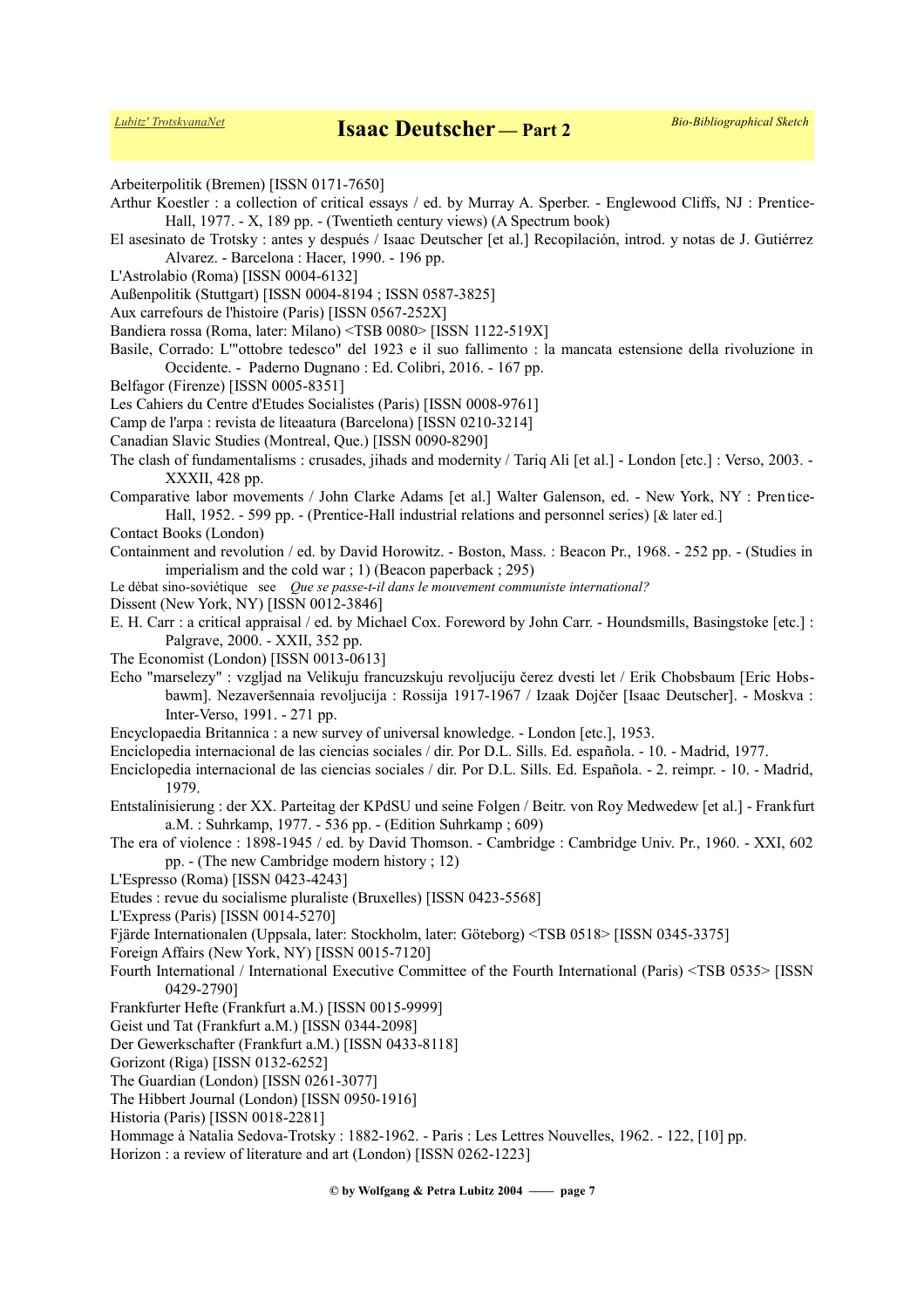Arbeiterpolitik (Bremen) [ISSN 0171-7650]

Arthur Koestler : a collection of critical essays / ed. by Murray A. Sperber. - Englewood Cliffs, NJ : Prentice-Hall, 1977. - X, 189 pp. - (Twentieth century views) (A Spectrum book)

El asesinato de Trotsky : antes y después / Isaac Deutscher [et al.] Recopilación, introd. y notas de J. Gutiérrez Alvarez. - Barcelona : Hacer, 1990. - 196 pp.

L'Astrolabio (Roma) [ISSN 0004-6132]

Außenpolitik (Stuttgart) [ISSN 0004-8194 ; ISSN 0587-3825]

Aux carrefours de l'histoire (Paris) [ISSN 0567-252X]

Bandiera rossa (Roma, later: Milano) <TSB 0080> [ISSN 1122-519X]

Basile, Corrado: L'"ottobre tedesco" del 1923 e il suo fallimento : la mancata estensione della rivoluzione in Occidente. - Paderno Dugnano : Ed. Colibri, 2016. - 167 pp.

Belfagor (Firenze) [ISSN 0005-8351]

Les Cahiers du Centre d'Etudes Socialistes (Paris) [ISSN 0008-9761]

Camp de l'arpa : revista de liteaatura (Barcelona) [ISSN 0210-3214]

Canadian Slavic Studies (Montreal, Que.) [ISSN 0090-8290]

The clash of fundamentalisms : crusades, jihads and modernity / Tariq Ali [et al.] - London [etc.] : Verso, 2003. - XXXII, 428 pp.

Comparative labor movements / John Clarke Adams [et al.] Walter Galenson, ed. - New York, NY : Prentice-Hall, 1952. - 599 pp. - (Prentice-Hall industrial relations and personnel series) [& later ed.]

Contact Books (London)

Containment and revolution / ed. by David Horowitz. - Boston, Mass. : Beacon Pr., 1968. - 252 pp. - (Studies in imperialism and the cold war ; 1) (Beacon paperback ; 295)

Le débat sino-soviétique see *Que se passe-t-il dans le mouvement communiste international?*

Dissent (New York, NY) [ISSN 0012-3846]

E. H. Carr : a critical appraisal / ed. by Michael Cox. Foreword by John Carr. - Houndsmills, Basingstoke [etc.] : Palgrave, 2000. - XXII, 352 pp.

The Economist (London) [ISSN 0013-0613]

Echo "marselezy" : vzgljad na Velikuju francuzskuju revoljuciju čerez dvesti let / Erik Chobsbaum [Eric Hobsbawm]. Nezaveršennaia revoljucija : Rossija 1917-1967 / Izaak Dojčer [Isaac Deutscher]. - Moskva : Inter-Verso, 1991. - 271 pp.

Encyclopaedia Britannica : a new survey of universal knowledge. - London [etc.], 1953.

Enciclopedia internacional de las ciencias sociales / dir. Por D.L. Sills. Ed. española. - 10. - Madrid, 1977.

Enciclopedia internacional de las ciencias sociales / dir. Por D.L. Sills. Ed. Española. - 2. reimpr. - 10. - Madrid, 1979.

Entstalinisierung : der XX. Parteitag der KPdSU und seine Folgen / Beitr. von Roy Medwedew [et al.] - Frankfurt a.M. : Suhrkamp, 1977. - 536 pp. - (Edition Suhrkamp ; 609)

The era of violence : 1898-1945 / ed. by David Thomson. - Cambridge : Cambridge Univ. Pr., 1960. - XXI, 602 pp. - (The new Cambridge modern history ; 12)

L'Espresso (Roma) [ISSN 0423-4243]

Etudes : revue du socialisme pluraliste (Bruxelles) [ISSN 0423-5568]

L'Express (Paris) [ISSN 0014-5270]

Fjärde Internationalen (Uppsala, later: Stockholm, later: Göteborg) <TSB 0518> [ISSN 0345-3375]

Foreign Affairs (New York, NY) [ISSN 0015-7120]

Fourth International / International Executive Committee of the Fourth International (Paris) <TSB 0535> [ISSN 0429-2790]

Frankfurter Hefte (Frankfurt a.M.) [ISSN 0015-9999]

Geist und Tat (Frankfurt a.M.) [ISSN 0344-2098]

Der Gewerkschafter (Frankfurt a.M.) [ISSN 0433-8118]

Gorizont (Riga) [ISSN 0132-6252]

The Guardian (London) [ISSN 0261-3077]

The Hibbert Journal (London) [ISSN 0950-1916]

Historia (Paris) [ISSN 0018-2281]

Hommage à Natalia Sedova-Trotsky : 1882-1962. - Paris : Les Lettres Nouvelles, 1962. - 122, [10] pp.

Horizon : a review of literature and art (London) [ISSN 0262-1223]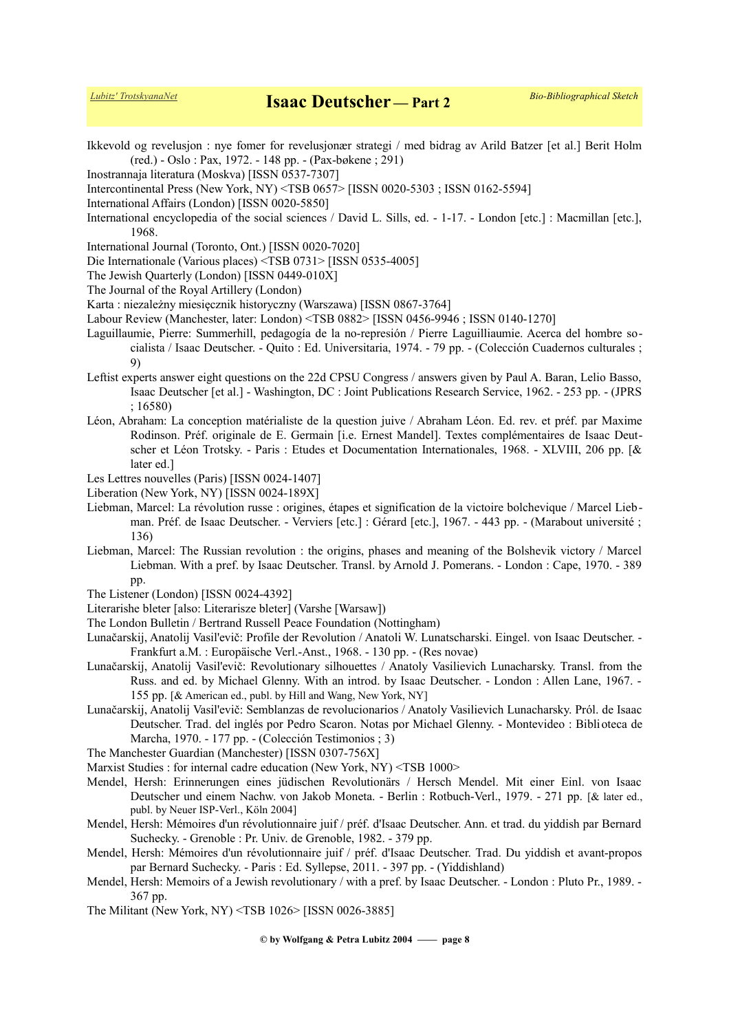Ikkevold og revelusjon : nye fomer for revelusjonær strategi / med bidrag av Arild Batzer [et al.] Berit Holm (red.) - Oslo : Pax, 1972. - 148 pp. - (Pax-bøkene ; 291)

Inostrannaja literatura (Moskva) [ISSN 0537-7307]

Intercontinental Press (New York, NY) <TSB 0657> [ISSN 0020-5303 ; ISSN 0162-5594]

International Affairs (London) [ISSN 0020-5850]

International encyclopedia of the social sciences / David L. Sills, ed. - 1-17. - London [etc.] : Macmillan [etc.], 1968.

International Journal (Toronto, Ont.) [ISSN 0020-7020]

Die Internationale (Various places) <TSB 0731> [ISSN 0535-4005]

The Jewish Quarterly (London) [ISSN 0449-010X]

The Journal of the Royal Artillery (London)

Karta : niezależny miesięcznik historyczny (Warszawa) [ISSN 0867-3764]

Labour Review (Manchester, later: London) <TSB 0882> [ISSN 0456-9946 ; ISSN 0140-1270]

Laguillaumie, Pierre: Summerhill, pedagogía de la no-represión / Pierre Laguilliaumie. Acerca del hombre socialista / Isaac Deutscher. - Quito : Ed. Universitaria, 1974. - 79 pp. - (Colección Cuadernos culturales ; 9)

Leftist experts answer eight questions on the 22d CPSU Congress / answers given by Paul A. Baran, Lelio Basso, Isaac Deutscher [et al.] - Washington, DC : Joint Publications Research Service, 1962. - 253 pp. - (JPRS ; 16580)

Léon, Abraham: La conception matérialiste de la question juive / Abraham Léon. Ed. rev. et préf. par Maxime Rodinson. Préf. originale de E. Germain [i.e. Ernest Mandel]. Textes complémentaires de Isaac Deutscher et Léon Trotsky. - Paris : Etudes et Documentation Internationales, 1968. - XLVIII, 206 pp. [& later ed.]

Les Lettres nouvelles (Paris) [ISSN 0024-1407]

Liberation (New York, NY) [ISSN 0024-189X]

Liebman, Marcel: La révolution russe : origines, étapes et signification de la victoire bolchevique / Marcel Liebman. Préf. de Isaac Deutscher. - Verviers [etc.] : Gérard [etc.], 1967. - 443 pp. - (Marabout université ; 136)

Liebman, Marcel: The Russian revolution : the origins, phases and meaning of the Bolshevik victory / Marcel Liebman. With a pref. by Isaac Deutscher. Transl. by Arnold J. Pomerans. - London : Cape, 1970. - 389 pp.

The Listener (London) [ISSN 0024-4392]

Literarishe bleter [also: Literarisze bleter] (Varshe [Warsaw])

The London Bulletin / Bertrand Russell Peace Foundation (Nottingham)

Lunačarskij, Anatolij Vasil'evič: Profile der Revolution / Anatoli W. Lunatscharski. Eingel. von Isaac Deutscher. - Frankfurt a.M. : Europäische Verl.-Anst., 1968. - 130 pp. - (Res novae)

Lunačarskij, Anatolij Vasil'evič: Revolutionary silhouettes / Anatoly Vasilievich Lunacharsky. Transl. from the Russ. and ed. by Michael Glenny. With an introd. by Isaac Deutscher. - London : Allen Lane, 1967. - 155 pp. [& American ed., publ. by Hill and Wang, New York, NY]

Lunačarskij, Anatolij Vasil'evič: Semblanzas de revolucionarios / Anatoly Vasilievich Lunacharsky. Pról. de Isaac Deutscher. Trad. del inglés por Pedro Scaron. Notas por Michael Glenny. - Montevideo : Biblioteca de Marcha, 1970. - 177 pp. - (Colección Testimonios ; 3)

The Manchester Guardian (Manchester) [ISSN 0307-756X]

Marxist Studies : for internal cadre education (New York, NY) <TSB 1000>

Mendel, Hersh: Erinnerungen eines jüdischen Revolutionärs / Hersch Mendel. Mit einer Einl. von Isaac Deutscher und einem Nachw. von Jakob Moneta. - Berlin : Rotbuch-Verl., 1979. - 271 pp. [& later ed., publ. by Neuer ISP-Verl., Köln 2004]

Mendel, Hersh: Mémoires d'un révolutionnaire juif / préf. d'Isaac Deutscher. Ann. et trad. du yiddish par Bernard Suchecky. - Grenoble : Pr. Univ. de Grenoble, 1982. - 379 pp.

Mendel, Hersh: Mémoires d'un révolutionnaire juif / préf. d'Isaac Deutscher. Trad. Du yiddish et avant-propos par Bernard Suchecky. - Paris : Ed. Syllepse, 2011. - 397 pp. - (Yiddishland)

Mendel, Hersh: Memoirs of a Jewish revolutionary / with a pref. by Isaac Deutscher. - London : Pluto Pr., 1989. - 367 pp.

The Militant (New York, NY) <TSB 1026> [ISSN 0026-3885]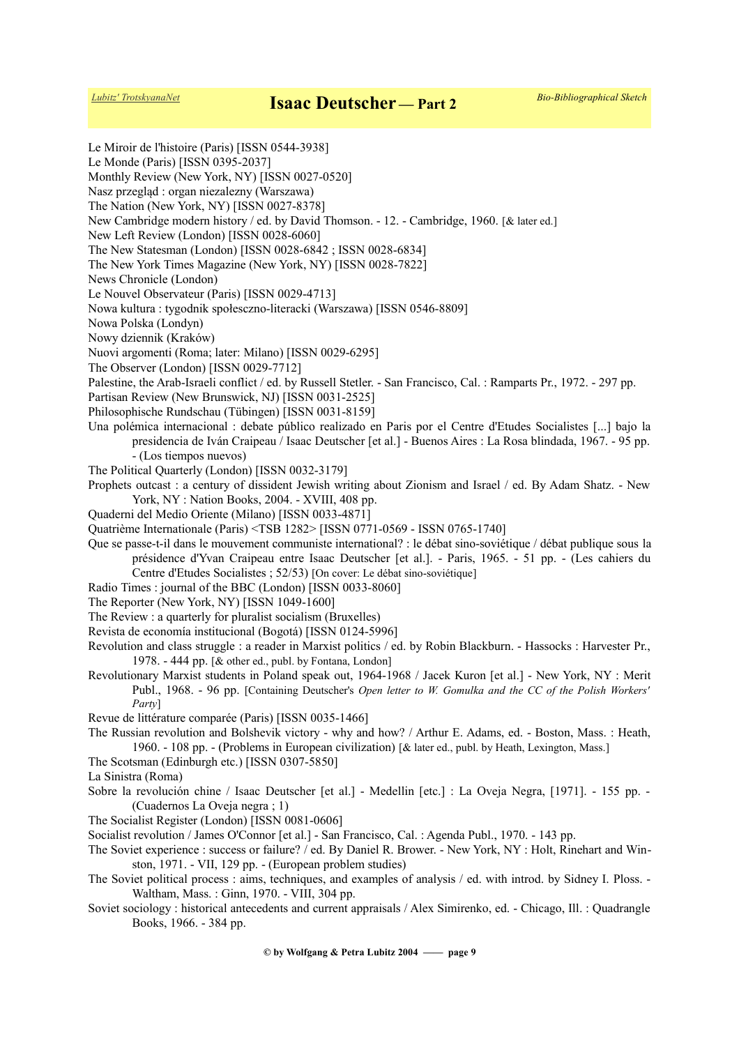Le Miroir de l'histoire (Paris) [ISSN 0544-3938]

Le Monde (Paris) [ISSN 0395-2037]

Monthly Review (New York, NY) [ISSN 0027-0520]

Nasz przegląd : organ niezalezny (Warszawa)

The Nation (New York, NY) [ISSN 0027-8378]

New Cambridge modern history / ed. by David Thomson. - 12. - Cambridge, 1960. [& later ed.]

New Left Review (London) [ISSN 0028-6060]

The New Statesman (London) [ISSN 0028-6842 ; ISSN 0028-6834]

The New York Times Magazine (New York, NY) [ISSN 0028-7822]

News Chronicle (London)

Le Nouvel Observateur (Paris) [ISSN 0029-4713]

Nowa kultura : tygodnik społeczno-literacki (Warszawa) [ISSN 0546-8809]

Nowa Polska (Londyn)

Nowy dziennik (Kraków)

Nuovi argomenti (Roma; later: Milano) [ISSN 0029-6295]

The Observer (London) [ISSN 0029-7712]

Palestine, the Arab-Israeli conflict / ed. by Russell Stetler. - San Francisco, Cal. : Ramparts Pr., 1972. - 297 pp.

Partisan Review (New Brunswick, NJ) [ISSN 0031-2525]

Philosophische Rundschau (Tübingen) [ISSN 0031-8159]

Una polémica internacional : debate público realizado en Paris por el Centre d'Etudes Socialistes [...] bajo la presidencia de Iván Craipeau / Isaac Deutscher [et al.] - Buenos Aires : La Rosa blindada, 1967. - 95 pp. - (Los tiempos nuevos)

The Political Quarterly (London) [ISSN 0032-3179]

Prophets outcast : a century of dissident Jewish writing about Zionism and Israel / ed. By Adam Shatz. - New York, NY : Nation Books, 2004. - XVIII, 408 pp.

Quaderni del Medio Oriente (Milano) [ISSN 0033-4871]

Quatrième Internationale (Paris) <TSB 1282> [ISSN 0771-0569 - ISSN 0765-1740]

Que se passe-t-il dans le mouvement communiste international? : le débat sino-soviétique / débat publique sous la présidence d'Yvan Craipeau entre Isaac Deutscher [et al.]. - Paris, 1965. - 51 pp. - (Les cahiers du Centre d'Etudes Socialistes ; 52/53) [On cover: Le débat sino-soviétique]

Radio Times : journal of the BBC (London) [ISSN 0033-8060]

The Reporter (New York, NY) [ISSN 1049-1600]

The Review : a quarterly for pluralist socialism (Bruxelles)

Revista de economía institucional (Bogotá) [ISSN 0124-5996]

Revolution and class struggle : a reader in Marxist politics / ed. by Robin Blackburn. - Hassocks : Harvester Pr., 1978. - 444 pp. [& other ed., publ. by Fontana, London]

Revolutionary Marxist students in Poland speak out, 1964-1968 / Jacek Kuron [et al.] - New York, NY : Merit Publ., 1968. - 96 pp. [Containing Deutscher's *Open letter to W. Gomulka and the CC of the Polish Workers' Party*]

Revue de littérature comparée (Paris) [ISSN 0035-1466]

The Russian revolution and Bolshevik victory - why and how? / Arthur E. Adams, ed. - Boston, Mass. : Heath, 1960. - 108 pp. - (Problems in European civilization) [& later ed., publ. by Heath, Lexington, Mass.]

The Scotsman (Edinburgh etc.) [ISSN 0307-5850]

La Sinistra (Roma)

Sobre la revolución chine / Isaac Deutscher [et al.] - Medellin [etc.] : La Oveja Negra, [1971]. - 155 pp. - (Cuadernos La Oveja negra ; 1)

The Socialist Register (London) [ISSN 0081-0606]

Socialist revolution / James O'Connor [et al.] - San Francisco, Cal. : Agenda Publ., 1970. - 143 pp.

The Soviet experience : success or failure? / ed. By Daniel R. Brower. - New York, NY : Holt, Rinehart and Winston, 1971. - VII, 129 pp. - (European problem studies)

The Soviet political process : aims, techniques, and examples of analysis / ed. with introd. by Sidney I. Ploss. - Waltham, Mass. : Ginn, 1970. - VIII, 304 pp.

Soviet sociology : historical antecedents and current appraisals / Alex Simirenko, ed. - Chicago, Ill. : Quadrangle Books, 1966. - 384 pp.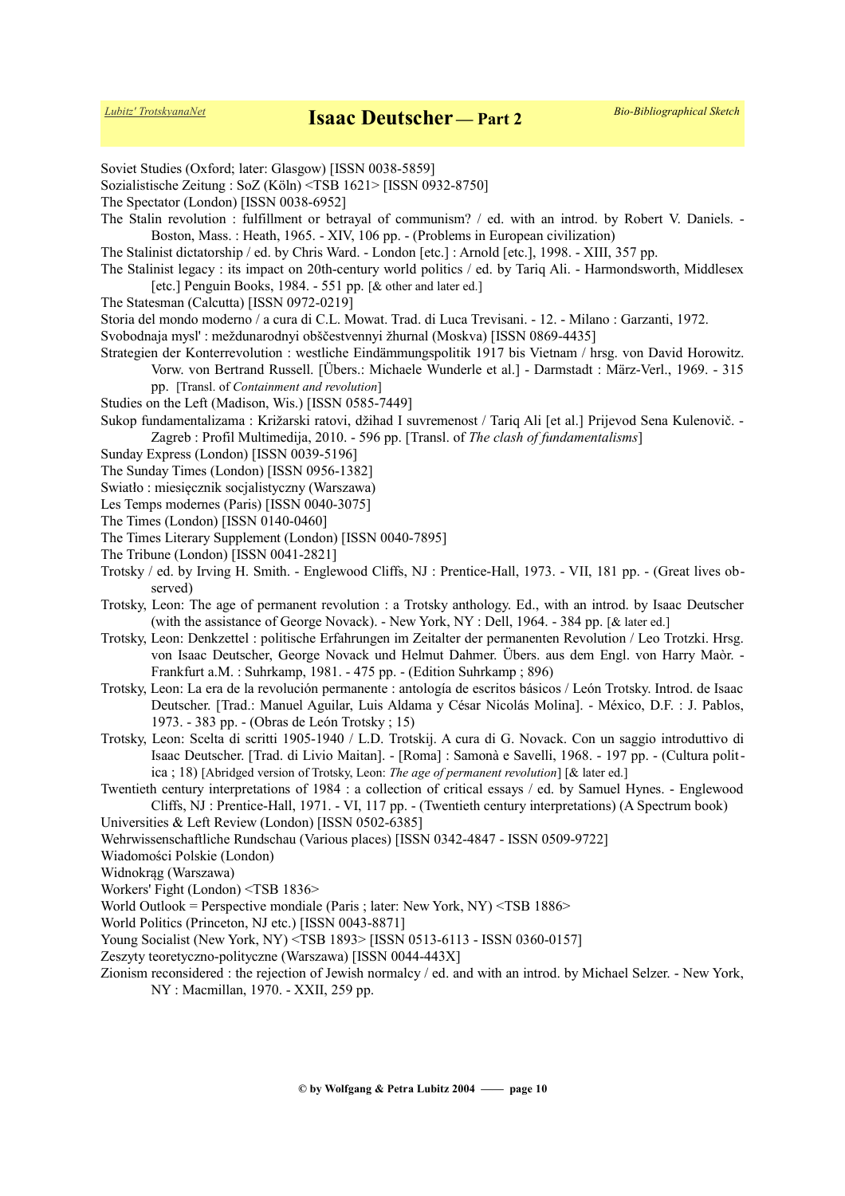Soviet Studies (Oxford; later: Glasgow) [ISSN 0038-5859]

Sozialistische Zeitung : SoZ (Köln) <TSB 1621> [ISSN 0932-8750]

The Spectator (London) [ISSN 0038-6952]

The Stalin revolution : fulfillment or betrayal of communism? / ed. with an introd. by Robert V. Daniels. - Boston, Mass. : Heath, 1965. - XIV, 106 pp. - (Problems in European civilization)

The Stalinist dictatorship / ed. by Chris Ward. - London [etc.] : Arnold [etc.], 1998. - XIII, 357 pp.

The Stalinist legacy : its impact on 20th-century world politics / ed. by Tariq Ali. - Harmondsworth, Middlesex [etc.] Penguin Books, 1984. - 551 pp. [& other and later ed.]

The Statesman (Calcutta) [ISSN 0972-0219]

Storia del mondo moderno / a cura di C.L. Mowat. Trad. di Luca Trevisani. - 12. - Milano : Garzanti, 1972.

Svobodnaja mysl' : meždunarodnyi obščestvennyi žhurnal (Moskva) [ISSN 0869-4435]

Strategien der Konterrevolution : westliche Eindämmungspolitik 1917 bis Vietnam / hrsg. von David Horowitz. Vorw. von Bertrand Russell. [Übers.: Michaele Wunderle et al.] - Darmstadt : März-Verl., 1969. - 315 pp. [Transl. of *Containment and revolution*]

Studies on the Left (Madison, Wis.) [ISSN 0585-7449]

Sukop fundamentalizama : Križarski ratovi, džihad I suvremenost / Tariq Ali [et al.] Prijevod Sena Kulenovič. - Zagreb : Profil Multimedija, 2010. - 596 pp. [Transl. of *The clash of fundamentalisms*]

Sunday Express (London) [ISSN 0039-5196]

The Sunday Times (London) [ISSN 0956-1382]

Swiatło : miesięcznik socjalistyczny (Warszawa)

Les Temps modernes (Paris) [ISSN 0040-3075]

The Times (London) [ISSN 0140-0460]

The Times Literary Supplement (London) [ISSN 0040-7895]

The Tribune (London) [ISSN 0041-2821]

Trotsky / ed. by Irving H. Smith. - Englewood Cliffs, NJ : Prentice-Hall, 1973. - VII, 181 pp. - (Great lives observed)

Trotsky, Leon: The age of permanent revolution : a Trotsky anthology. Ed., with an introd. by Isaac Deutscher (with the assistance of George Novack). - New York, NY : Dell, 1964. - 384 pp. [& later ed.]

Trotsky, Leon: Denkzettel : politische Erfahrungen im Zeitalter der permanenten Revolution / Leo Trotzki. Hrsg. von Isaac Deutscher, George Novack und Helmut Dahmer. Übers. aus dem Engl. von Harry Maòr. - Frankfurt a.M. : Suhrkamp, 1981. - 475 pp. - (Edition Suhrkamp ; 896)

Trotsky, Leon: La era de la revolución permanente : antología de escritos básicos / León Trotsky. Introd. de Isaac Deutscher. [Trad.: Manuel Aguilar, Luis Aldama y César Nicolás Molina]. - México, D.F. : J. Pablos, 1973. - 383 pp. - (Obras de León Trotsky ; 15)

Trotsky, Leon: Scelta di scritti 1905-1940 / L.D. Trotskij. A cura di G. Novack. Con un saggio introduttivo di Isaac Deutscher. [Trad. di Livio Maitan]. - [Roma] : Samonà e Savelli, 1968. - 197 pp. - (Cultura politica ; 18) [Abridged version of Trotsky, Leon: *The age of permanent revolution*] [& later ed.]

Twentieth century interpretations of 1984 : a collection of critical essays / ed. by Samuel Hynes. - Englewood Cliffs, NJ : Prentice-Hall, 1971. - VI, 117 pp. - (Twentieth century interpretations) (A Spectrum book)

Universities & Left Review (London) [ISSN 0502-6385]

Wehrwissenschaftliche Rundschau (Various places) [ISSN 0342-4847 - ISSN 0509-9722]

Wiadomości Polskie (London)

Widnokrąg (Warszawa)

Workers' Fight (London) <TSB 1836>

World Outlook = Perspective mondiale (Paris ; later: New York, NY) <TSB 1886>

World Politics (Princeton, NJ etc.) [ISSN 0043-8871]

Young Socialist (New York, NY) <TSB 1893> [ISSN 0513-6113 - ISSN 0360-0157]

Zeszyty teoretyczno-polityczne (Warszawa) [ISSN 0044-443X]

Zionism reconsidered : the rejection of Jewish normalcy / ed. and with an introd. by Michael Selzer. - New York, NY : Macmillan, 1970. - XXII, 259 pp.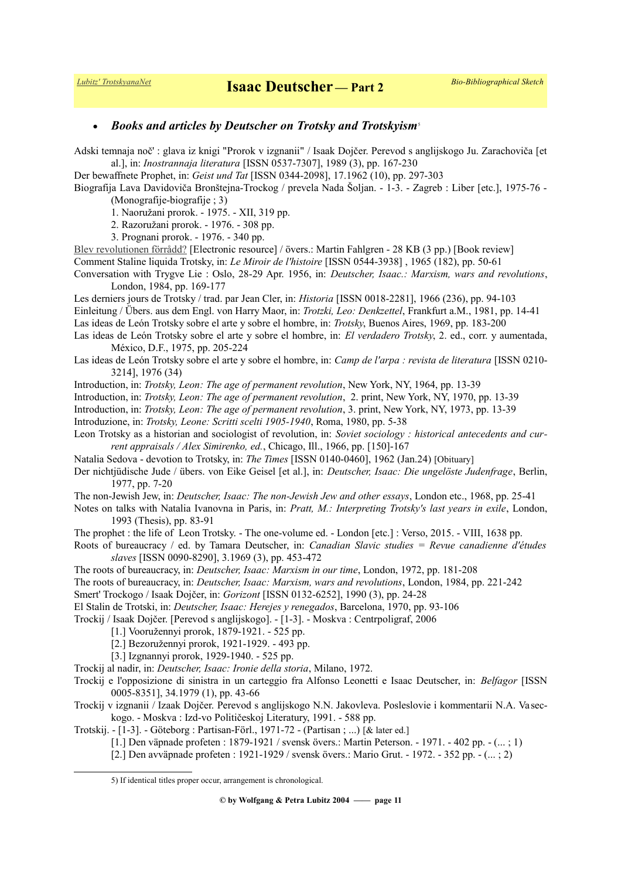- ***Books and articles by Deutscher on Trotsky and Trotskyism***[5]

Adski temnaja noč' : glava iz knigi "Prorok v izgnanii" / Isaak Dojčer. Perevod s anglijskogo Ju. Zarachoviča [et al.], in: *Inostrannaja literatura* [ISSN 0537-7307], 1989 (3), pp. 167-230

Der bewaffnete Prophet, in: *Geist und Tat* [ISSN 0344-2098], 17.1962 (10), pp. 297-303

Biografija Lava Davidoviča Bronštejna-Trockog / prevela Nada Šoljan. - 1-3. - Zagreb : Liber [etc.], 1975-76 - (Monografije-biografije ; 3)

1. Naoružani prorok. - 1975. - XII, 319 pp.
2. Razoružani prorok. - 1976. - 308 pp.
3. Prognani prorok. - 1976. - 340 pp.

Blev revolutionen förrådd? [Electronic resource] / övers.: Martin Fahlgren - 28 KB (3 pp.) [Book review]

Comment Staline liquida Trotsky, in: *Le Miroir de l'histoire* [ISSN 0544-3938] , 1965 (182), pp. 50-61

Conversation with Trygve Lie : Oslo, 28-29 Apr. 1956, in: *Deutscher, Isaac.: Marxism, wars and revolutions*, London, 1984, pp. 169-177

Les derniers jours de Trotsky / trad. par Jean Cler, in: *Historia* [ISSN 0018-2281], 1966 (236), pp. 94-103

Einleitung / Übers. aus dem Engl. von Harry Maor, in: *Trotzki, Leo: Denkzettel*, Frankfurt a.M., 1981, pp. 14-41

Las ideas de León Trotsky sobre el arte y sobre el hombre, in: *Trotsky*, Buenos Aires, 1969, pp. 183-200

Las ideas de León Trotsky sobre el arte y sobre el hombre, in: *El verdadero Trotsky*, 2. ed., corr. y aumentada, México, D.F., 1975, pp. 205-224

Las ideas de León Trotsky sobre el arte y sobre el hombre, in: *Camp de l'arpa : revista de literatura* [ISSN 0210-3214], 1976 (34)

Introduction, in: *Trotsky, Leon: The age of permanent revolution*, New York, NY, 1964, pp. 13-39

Introduction, in: *Trotsky, Leon: The age of permanent revolution*, 2. print, New York, NY, 1970, pp. 13-39

Introduction, in: *Trotsky, Leon: The age of permanent revolution*, 3. print, New York, NY, 1973, pp. 13-39

Introduzione, in: *Trotsky, Leone: Scritti scelti 1905-1940*, Roma, 1980, pp. 5-38

Leon Trotsky as a historian and sociologist of revolution, in: *Soviet sociology : historical antecedents and current appraisals / Alex Simirenko, ed.*, Chicago, Ill., 1966, pp. [150]-167

Natalia Sedova - devotion to Trotsky, in: *The Times* [ISSN 0140-0460], 1962 (Jan.24) [Obituary]

Der nichtjüdische Jude / übers. von Eike Geisel [et al.], in: *Deutscher, Isaac: Die ungelöste Judenfrage*, Berlin, 1977, pp. 7-20

The non-Jewish Jew, in: *Deutscher, Isaac: The non-Jewish Jew and other essays*, London etc., 1968, pp. 25-41

Notes on talks with Natalia Ivanovna in Paris, in: *Pratt, M.: Interpreting Trotsky's last years in exile*, London, 1993 (Thesis), pp. 83-91

The prophet : the life of Leon Trotsky. - The one-volume ed. - London [etc.] : Verso, 2015. - VIII, 1638 pp.

Roots of bureaucracy / ed. by Tamara Deutscher, in: *Canadian Slavic studies = Revue canadienne d'études slaves* [ISSN 0090-8290], 3.1969 (3), pp. 453-472

The roots of bureaucracy, in: *Deutscher, Isaac: Marxism in our time*, London, 1972, pp. 181-208

The roots of bureaucracy, in: *Deutscher, Isaac: Marxism, wars and revolutions*, London, 1984, pp. 221-242

Smert' Trockogo / Isaak Dojčer, in: *Gorizont* [ISSN 0132-6252], 1990 (3), pp. 24-28

El Stalin de Trotski, in: *Deutscher, Isaac: Herejes y renegados*, Barcelona, 1970, pp. 93-106

Trockij / Isaak Dojčer. [Perevod s anglijskogo]. - [1-3]. - Moskva : Centrpoligraf, 2006

[1.] Vooružennyi prorok, 1879-1921. - 525 pp.
[2.] Bezoružennyi prorok, 1921-1929. - 493 pp.
[3.] Izgnannyi prorok, 1929-1940. - 525 pp.

Trockij al nadir, in: *Deutscher, Isaac: Ironie della storia*, Milano, 1972.

Trockij e l'opposizione di sinistra in un carteggio fra Alfonso Leonetti e Isaac Deutscher, in: *Belfagor* [ISSN 0005-8351], 34.1979 (1), pp. 43-66

Trockij v izgnanii / Izaak Dojčer. Perevod s anglijskogo N.N. Jakovleva. Posleslovie i kommentarii N.A. Vaseckogo. - Moskva : Izd-vo Političeskoj Literatury, 1991. - 588 pp.

Trotskij. - [1-3]. - Göteborg : Partisan-Förl., 1971-72 - (Partisan ; ...) [& later ed.]

[1.] Den väpnade profeten : 1879-1921 / svensk övers.: Martin Peterson. - 1971. - 402 pp. - (... ; 1)
[2.] Den avväpnade profeten : 1921-1929 / svensk övers.: Mario Grut. - 1972. - 352 pp. - (... ; 2)

---

5) If identical titles proper occur, arrangement is chronological.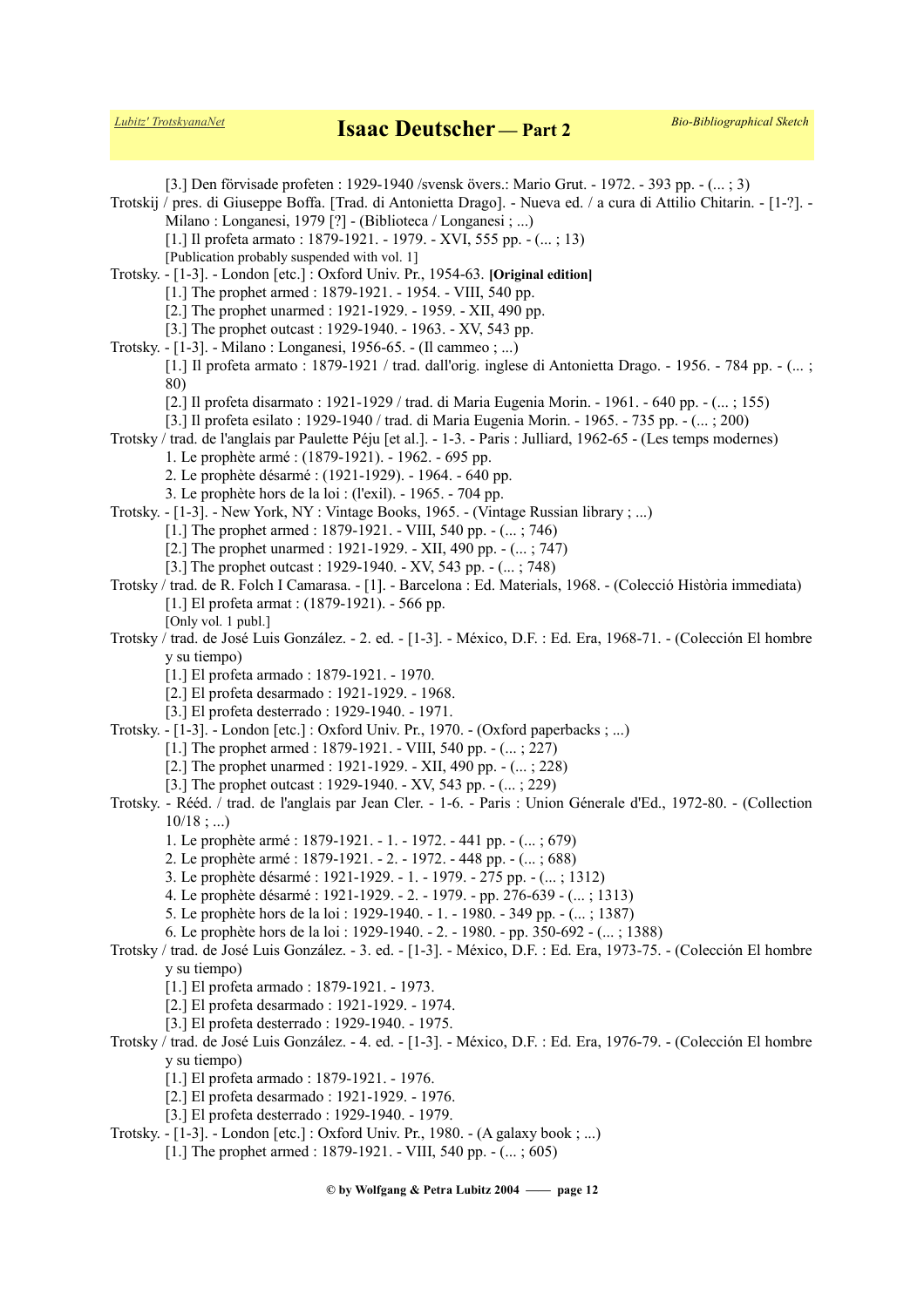[3.] Den förvisade profeten : 1929-1940 /svensk övers.: Mario Grut. - 1972. - 393 pp. - (... ; 3)

Trotskij / pres. di Giuseppe Boffa. [Trad. di Antonietta Drago]. - Nueva ed. / a cura di Attilio Chitarin. - [1-?]. - Milano : Longanesi, 1979 [?] - (Biblioteca / Longanesi ; ...)

[1.] Il profeta armato : 1879-1921. - 1979. - XVI, 555 pp. - (... ; 13)

[Publication probably suspended with vol. 1]

Trotsky. - [1-3]. - London [etc.] : Oxford Univ. Pr., 1954-63. **[Original edition]**

[1.] The prophet armed : 1879-1921. - 1954. - VIII, 540 pp.

[2.] The prophet unarmed : 1921-1929. - 1959. - XII, 490 pp.

[3.] The prophet outcast : 1929-1940. - 1963. - XV, 543 pp.

Trotsky. - [1-3]. - Milano : Longanesi, 1956-65. - (Il cammeo ; ...)

[1.] Il profeta armato : 1879-1921 / trad. dall'orig. inglese di Antonietta Drago. - 1956. - 784 pp. - (... ; 80)

[2.] Il profeta disarmato : 1921-1929 / trad. di Maria Eugenia Morin. - 1961. - 640 pp. - (... ; 155)

[3.] Il profeta esilato : 1929-1940 / trad. di Maria Eugenia Morin. - 1965. - 735 pp. - (... ; 200)

Trotsky / trad. de l'anglais par Paulette Péju [et al.]. - 1-3. - Paris : Julliard, 1962-65 - (Les temps modernes)

1. Le prophète armé : (1879-1921). - 1962. - 695 pp.

2. Le prophète désarmé : (1921-1929). - 1964. - 640 pp.

3. Le prophète hors de la loi : (l'exil). - 1965. - 704 pp.

Trotsky. - [1-3]. - New York, NY : Vintage Books, 1965. - (Vintage Russian library ; ...)

[1.] The prophet armed : 1879-1921. - VIII, 540 pp. - (... ; 746)

[2.] The prophet unarmed : 1921-1929. - XII, 490 pp. - (... ; 747)

[3.] The prophet outcast : 1929-1940. - XV, 543 pp. - (... ; 748)

Trotsky / trad. de R. Folch I Camarasa. - [1]. - Barcelona : Ed. Materials, 1968. - (Colecció Història immediata)

[1.] El profeta armat : (1879-1921). - 566 pp.

[Only vol. 1 publ.]

Trotsky / trad. de José Luis González. - 2. ed. - [1-3]. - México, D.F. : Ed. Era, 1968-71. - (Colección El hombre y su tiempo)

[1.] El profeta armado : 1879-1921. - 1970.

[2.] El profeta desarmado : 1921-1929. - 1968.

[3.] El profeta desterrado : 1929-1940. - 1971.

Trotsky. - [1-3]. - London [etc.] : Oxford Univ. Pr., 1970. - (Oxford paperbacks ; ...)

[1.] The prophet armed : 1879-1921. - VIII, 540 pp. - (... ; 227)

[2.] The prophet unarmed : 1921-1929. - XII, 490 pp. - (... ; 228)

[3.] The prophet outcast : 1929-1940. - XV, 543 pp. - (... ; 229)

Trotsky. - Rééd. / trad. de l'anglais par Jean Cler. - 1-6. - Paris : Union Génerale d'Ed., 1972-80. - (Collection 10/18 ; ...)

1. Le prophète armé : 1879-1921. - 1. - 1972. - 441 pp. - (... ; 679)

2. Le prophète armé : 1879-1921. - 2. - 1972. - 448 pp. - (... ; 688)

3. Le prophète désarmé : 1921-1929. - 1. - 1979. - 275 pp. - (... ; 1312)

4. Le prophète désarmé : 1921-1929. - 2. - 1979. - pp. 276-639 - (... ; 1313)

5. Le prophète hors de la loi : 1929-1940. - 1. - 1980. - 349 pp. - (... ; 1387)

6. Le prophète hors de la loi : 1929-1940. - 2. - 1980. - pp. 350-692 - (... ; 1388)

Trotsky / trad. de José Luis González. - 3. ed. - [1-3]. - México, D.F. : Ed. Era, 1973-75. - (Colección El hombre y su tiempo)

[1.] El profeta armado : 1879-1921. - 1973.

[2.] El profeta desarmado : 1921-1929. - 1974.

[3.] El profeta desterrado : 1929-1940. - 1975.

Trotsky / trad. de José Luis González. - 4. ed. - [1-3]. - México, D.F. : Ed. Era, 1976-79. - (Colección El hombre y su tiempo)

[1.] El profeta armado : 1879-1921. - 1976.

[2.] El profeta desarmado : 1921-1929. - 1976.

[3.] El profeta desterrado : 1929-1940. - 1979.

Trotsky. - [1-3]. - London [etc.] : Oxford Univ. Pr., 1980. - (A galaxy book ; ...)

[1.] The prophet armed : 1879-1921. - VIII, 540 pp. - (... ; 605)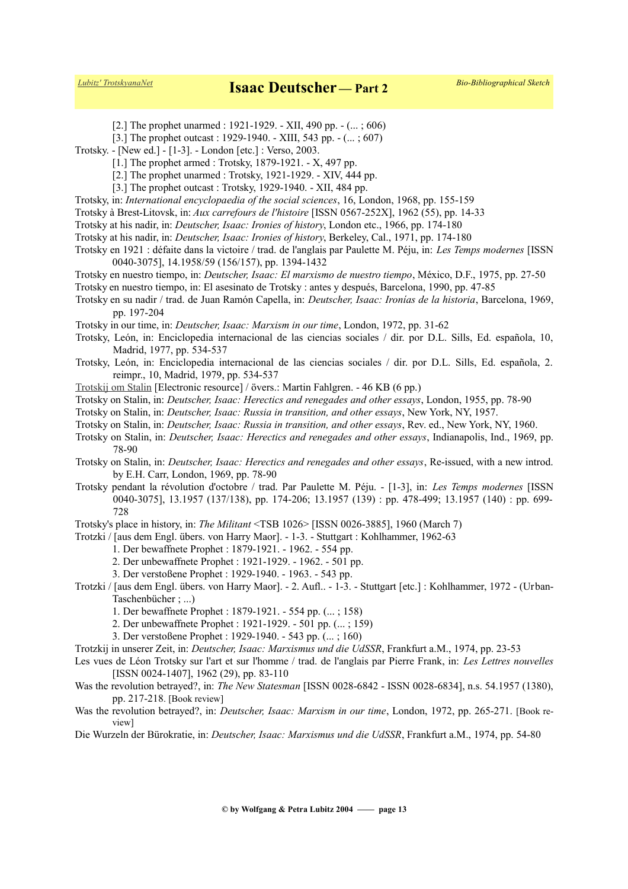[2.] The prophet unarmed : 1921-1929. - XII, 490 pp. - (... ; 606)

[3.] The prophet outcast : 1929-1940. - XIII, 543 pp. - (... ; 607)

Trotsky. - [New ed.] - [1-3]. - London [etc.] : Verso, 2003.

[1.] The prophet armed : Trotsky, 1879-1921. - X, 497 pp.

[2.] The prophet unarmed : Trotsky, 1921-1929. - XIV, 444 pp.

[3.] The prophet outcast : Trotsky, 1929-1940. - XII, 484 pp.

Trotsky, in: *International encyclopaedia of the social sciences*, 16, London, 1968, pp. 155-159

Trotsky à Brest-Litovsk, in: *Aux carrefours de l'histoire* [ISSN 0567-252X], 1962 (55), pp. 14-33

Trotsky at his nadir, in: *Deutscher, Isaac: Ironies of history*, London etc., 1966, pp. 174-180

Trotsky at his nadir, in: *Deutscher, Isaac: Ironies of history*, Berkeley, Cal., 1971, pp. 174-180

Trotsky en 1921 : défaite dans la victoire / trad. de l'anglais par Paulette M. Péju, in: *Les Temps modernes* [ISSN 0040-3075], 14.1958/59 (156/157), pp. 1394-1432

Trotsky en nuestro tiempo, in: *Deutscher, Isaac: El marxismo de nuestro tiempo*, México, D.F., 1975, pp. 27-50

Trotsky en nuestro tiempo, in: El asesinato de Trotsky : antes y después, Barcelona, 1990, pp. 47-85

Trotsky en su nadir / trad. de Juan Ramón Capella, in: *Deutscher, Isaac: Ironías de la historia*, Barcelona, 1969, pp. 197-204

Trotsky in our time, in: *Deutscher, Isaac: Marxism in our time*, London, 1972, pp. 31-62

Trotsky, León, in: Enciclopedia internacional de las ciencias sociales / dir. por D.L. Sills, Ed. española, 10, Madrid, 1977, pp. 534-537

Trotsky, León, in: Enciclopedia internacional de las ciencias sociales / dir. por D.L. Sills, Ed. española, 2. reimpr., 10, Madrid, 1979, pp. 534-537

Trotskij om Stalin [Electronic resource] / övers.: Martin Fahlgren. - 46 KB (6 pp.)

Trotsky on Stalin, in: *Deutscher, Isaac: Herectics and renegades and other essays*, London, 1955, pp. 78-90

Trotsky on Stalin, in: *Deutscher, Isaac: Russia in transition, and other essays*, New York, NY, 1957.

Trotsky on Stalin, in: *Deutscher, Isaac: Russia in transition, and other essays*, Rev. ed., New York, NY, 1960.

Trotsky on Stalin, in: *Deutscher, Isaac: Herectics and renegades and other essays*, Indianapolis, Ind., 1969, pp. 78-90

Trotsky on Stalin, in: *Deutscher, Isaac: Herectics and renegades and other essays*, Re-issued, with a new introd. by E.H. Carr, London, 1969, pp. 78-90

Trotsky pendant la révolution d'octobre / trad. Par Paulette M. Péju. - [1-3], in: *Les Temps modernes* [ISSN 0040-3075], 13.1957 (137/138), pp. 174-206; 13.1957 (139) : pp. 478-499; 13.1957 (140) : pp. 699-728

Trotsky's place in history, in: *The Militant* <TSB 1026> [ISSN 0026-3885], 1960 (March 7)

Trotzki / [aus dem Engl. übers. von Harry Maor]. - 1-3. - Stuttgart : Kohlhammer, 1962-63

1. Der bewaffnete Prophet : 1879-1921. - 1962. - 554 pp.

2. Der unbewaffnete Prophet : 1921-1929. - 1962. - 501 pp.

3. Der verstoßene Prophet : 1929-1940. - 1963. - 543 pp.

Trotzki / [aus dem Engl. übers. von Harry Maor]. - 2. Aufl.. - 1-3. - Stuttgart [etc.] : Kohlhammer, 1972 - (Urban-Taschenbücher ; ...)

1. Der bewaffnete Prophet : 1879-1921. - 554 pp. (... ; 158)

2. Der unbewaffnete Prophet : 1921-1929. - 501 pp. (... ; 159)

3. Der verstoßene Prophet : 1929-1940. - 543 pp. (... ; 160)

Trotzkij in unserer Zeit, in: *Deutscher, Isaac: Marxismus und die UdSSR*, Frankfurt a.M., 1974, pp. 23-53

Les vues de Léon Trotsky sur l'art et sur l'homme / trad. de l'anglais par Pierre Frank, in: *Les Lettres nouvelles* [ISSN 0024-1407], 1962 (29), pp. 83-110

Was the revolution betrayed?, in: *The New Statesman* [ISSN 0028-6842 - ISSN 0028-6834], n.s. 54.1957 (1380), pp. 217-218. [Book review]

Was the revolution betrayed?, in: *Deutscher, Isaac: Marxism in our time*, London, 1972, pp. 265-271. [Book review]

Die Wurzeln der Bürokratie, in: *Deutscher, Isaac: Marxismus und die UdSSR*, Frankfurt a.M., 1974, pp. 54-80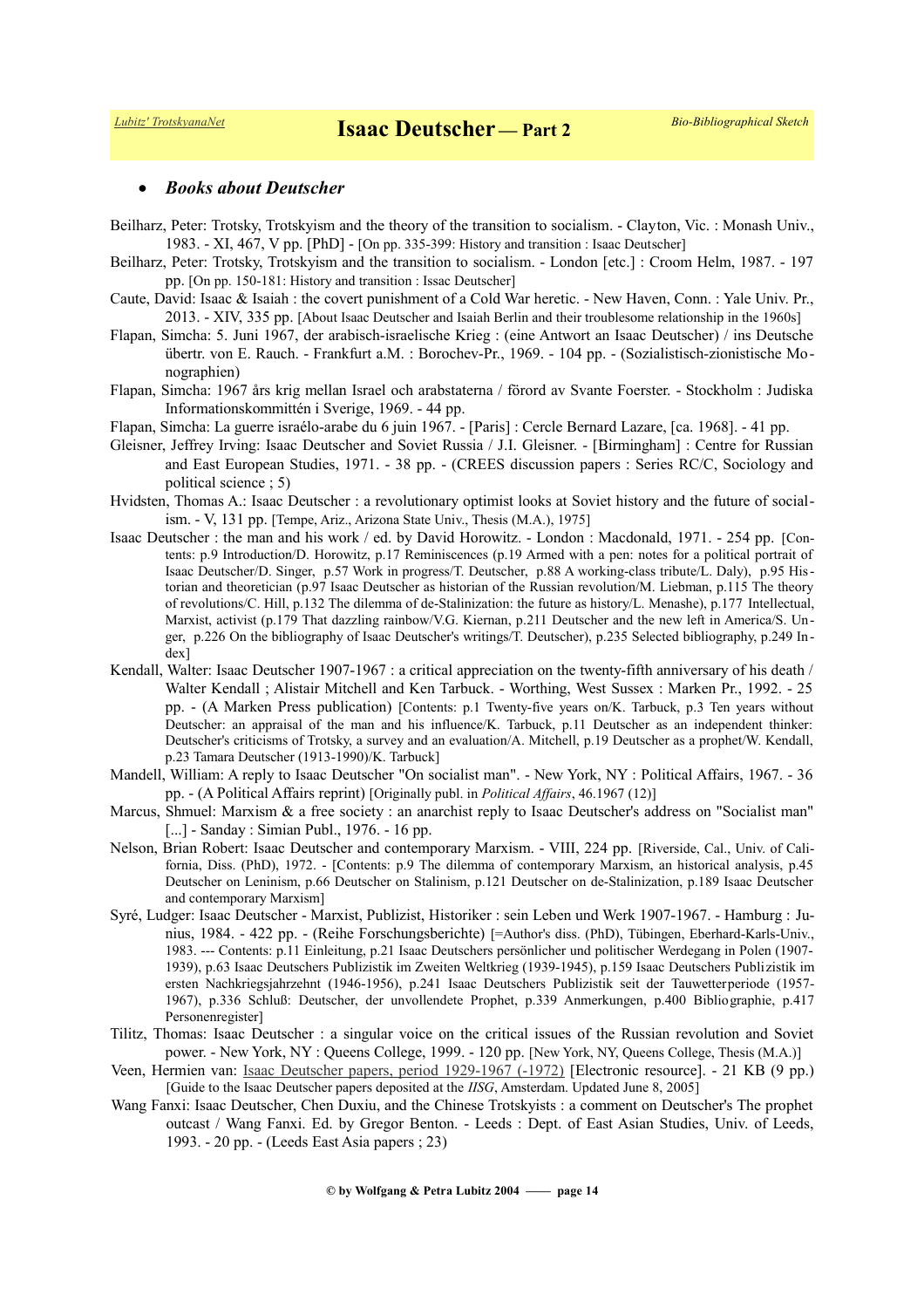- ***Books about Deutscher***

Beilharz, Peter: Trotsky, Trotskyism and the theory of the transition to socialism. - Clayton, Vic. : Monash Univ., 1983. - XI, 467, V pp. [PhD] - [On pp. 335-399: History and transition : Isaac Deutscher]

Beilharz, Peter: Trotsky, Trotskyism and the transition to socialism. - London [etc.] : Croom Helm, 1987. - 197 pp. [On pp. 150-181: History and transition : Issac Deutscher]

Caute, David: Isaac & Isaiah : the covert punishment of a Cold War heretic. - New Haven, Conn. : Yale Univ. Pr., 2013. - XIV, 335 pp. [About Isaac Deutscher and Isaiah Berlin and their troublesome relationship in the 1960s]

Flapan, Simcha: 5. Juni 1967, der arabisch-israelische Krieg : (eine Antwort an Isaac Deutscher) / ins Deutsche übertr. von E. Rauch. - Frankfurt a.M. : Borochev-Pr., 1969. - 104 pp. - (Sozialistisch-zionistische Monographien)

Flapan, Simcha: 1967 års krig mellan Israel och arabstaterna / förord av Svante Foerster. - Stockholm : Judiska Informationskommittén i Sverige, 1969. - 44 pp.

Flapan, Simcha: La guerre israélo-arabe du 6 juin 1967. - [Paris] : Cercle Bernard Lazare, [ca. 1968]. - 41 pp.

Gleisner, Jeffrey Irving: Isaac Deutscher and Soviet Russia / J.I. Gleisner. - [Birmingham] : Centre for Russian and East European Studies, 1971. - 38 pp. - (CREES discussion papers : Series RC/C, Sociology and political science ; 5)

Hvidsten, Thomas A.: Isaac Deutscher : a revolutionary optimist looks at Soviet history and the future of socialism. - V, 131 pp. [Tempe, Ariz., Arizona State Univ., Thesis (M.A.), 1975]

Isaac Deutscher : the man and his work / ed. by David Horowitz. - London : Macdonald, 1971. - 254 pp. [Contents: p.9 Introduction/D. Horowitz, p.17 Reminiscences (p.19 Armed with a pen: notes for a political portrait of Isaac Deutscher/D. Singer, p.57 Work in progress/T. Deutscher, p.88 A working-class tribute/L. Daly), p.95 Historian and theoretician (p.97 Isaac Deutscher as historian of the Russian revolution/M. Liebman, p.115 The theory of revolutions/C. Hill, p.132 The dilemma of de-Stalinization: the future as history/L. Menashe), p.177 Intellectual, Marxist, activist (p.179 That dazzling rainbow/V.G. Kiernan, p.211 Deutscher and the new left in America/S. Unger, p.226 On the bibliography of Isaac Deutscher's writings/T. Deutscher), p.235 Selected bibliography, p.249 Index]

Kendall, Walter: Isaac Deutscher 1907-1967 : a critical appreciation on the twenty-fifth anniversary of his death / Walter Kendall ; Alistair Mitchell and Ken Tarbuck. - Worthing, West Sussex : Marken Pr., 1992. - 25 pp. - (A Marken Press publication) [Contents: p.1 Twenty-five years on/K. Tarbuck, p.3 Ten years without Deutscher: an appraisal of the man and his influence/K. Tarbuck, p.11 Deutscher as an independent thinker: Deutscher's criticisms of Trotsky, a survey and an evaluation/A. Mitchell, p.19 Deutscher as a prophet/W. Kendall, p.23 Tamara Deutscher (1913-1990)/K. Tarbuck]

Mandell, William: A reply to Isaac Deutscher "On socialist man". - New York, NY : Political Affairs, 1967. - 36 pp. - (A Political Affairs reprint) [Originally publ. in *Political Affairs*, 46.1967 (12)]

Marcus, Shmuel: Marxism & a free society : an anarchist reply to Isaac Deutscher's address on "Socialist man" [...] - Sanday : Simian Publ., 1976. - 16 pp.

Nelson, Brian Robert: Isaac Deutscher and contemporary Marxism. - VIII, 224 pp. [Riverside, Cal., Univ. of California, Diss. (PhD), 1972. - [Contents: p.9 The dilemma of contemporary Marxism, an historical analysis, p.45 Deutscher on Leninism, p.66 Deutscher on Stalinism, p.121 Deutscher on de-Stalinization, p.189 Isaac Deutscher and contemporary Marxism]

Syré, Ludger: Isaac Deutscher - Marxist, Publizist, Historiker : sein Leben und Werk 1907-1967. - Hamburg : Junius, 1984. - 422 pp. - (Reihe Forschungsberichte) [=Author's diss. (PhD), Tübingen, Eberhard-Karls-Univ., 1983. --- Contents: p.11 Einleitung, p.21 Isaac Deutschers persönlicher und politischer Werdegang in Polen (1907-1939), p.63 Isaac Deutschers Publizistik im Zweiten Weltkrieg (1939-1945), p.159 Isaac Deutschers Publizistik im ersten Nachkriegsjahrzehnt (1946-1956), p.241 Isaac Deutschers Publizistik seit der Tauwetterperiode (1957-1967), p.336 Schluß: Deutscher, der unvollendete Prophet, p.339 Anmerkungen, p.400 Bibliographie, p.417 Personenregister]

Tilitz, Thomas: Isaac Deutscher : a singular voice on the critical issues of the Russian revolution and Soviet power. - New York, NY : Queens College, 1999. - 120 pp. [New York, NY, Queens College, Thesis (M.A.)]

Veen, Hermien van: Isaac Deutscher papers, period 1929-1967 (-1972) [Electronic resource]. - 21 KB (9 pp.) [Guide to the Isaac Deutscher papers deposited at the *IISG*, Amsterdam. Updated June 8, 2005]

Wang Fanxi: Isaac Deutscher, Chen Duxiu, and the Chinese Trotskyists : a comment on Deutscher's The prophet outcast / Wang Fanxi. Ed. by Gregor Benton. - Leeds : Dept. of East Asian Studies, Univ. of Leeds, 1993. - 20 pp. - (Leeds East Asia papers ; 23)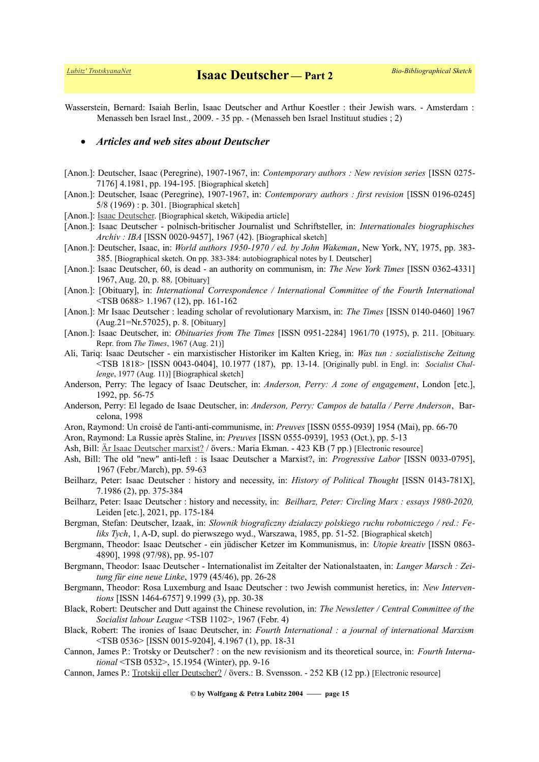Wasserstein, Bernard: Isaiah Berlin, Isaac Deutscher and Arthur Koestler : their Jewish wars. - Amsterdam : Menasseh ben Israel Inst., 2009. - 35 pp. - (Menasseh ben Israel Instituut studies ; 2)

- ***Articles and web sites about Deutscher***

[Anon.]: Deutscher, Isaac (Peregrine), 1907-1967, in: *Contemporary authors : New revision series* [ISSN 0275-7176] 4.1981, pp. 194-195. [Biographical sketch]

[Anon.]: Deutscher, Isaac (Peregrine), 1907-1967, in: *Contemporary authors : first revision* [ISSN 0196-0245] 5/8 (1969) : p. 301. [Biographical sketch]

[Anon.]: Isaac Deutscher. [Biographical sketch, Wikipedia article]

[Anon.]: Isaac Deutscher - polnisch-britischer Journalist und Schriftsteller, in: *Internationales biographisches Archiv : IBA* [ISSN 0020-9457], 1967 (42). [Biographical sketch]

[Anon.]: Deutscher, Isaac, in: *World authors 1950-1970 / ed. by John Wakeman*, New York, NY, 1975, pp. 383-385. [Biographical sketch. On pp. 383-384: autobiographical notes by I. Deutscher]

[Anon.]: Isaac Deutscher, 60, is dead - an authority on communism, in: *The New York Times* [ISSN 0362-4331] 1967, Aug. 20, p. 88. [Obituary]

[Anon.]: [Obituary], in: *International Correspondence / International Committee of the Fourth International* <TSB 0688> 1.1967 (12), pp. 161-162

[Anon.]: Mr Isaac Deutscher : leading scholar of revolutionary Marxism, in: *The Times* [ISSN 0140-0460] 1967 (Aug.21=Nr.57025), p. 8. [Obituary]

[Anon.]: Isaac Deutscher, in: *Obituaries from The Times* [ISSN 0951-2284] 1961/70 (1975), p. 211. [Obituary. Repr. from *The Times*, 1967 (Aug. 21)]

Ali, Tariq: Isaac Deutscher - ein marxistischer Historiker im Kalten Krieg, in: *Was tun : sozialistische Zeitung* <TSB 1818> [ISSN 0043-0404], 10.1977 (187), pp. 13-14. [Originally publ. in Engl. in: *Socialist Challenge*, 1977 (Aug. 11)] [Biographical sketch]

Anderson, Perry: The legacy of Isaac Deutscher, in: *Anderson, Perry: A zone of engagement*, London [etc.], 1992, pp. 56-75

Anderson, Perry: El legado de Isaac Deutscher, in: *Anderson, Perry: Campos de batalla / Perre Anderson*, Barcelona, 1998

Aron, Raymond: Un croisé de l'anti-anti-communisme, in: *Preuves* [ISSN 0555-0939] 1954 (Mai), pp. 66-70

Aron, Raymond: La Russie après Staline, in: *Preuves* [ISSN 0555-0939], 1953 (Oct.), pp. 5-13

Ash, Bill: Är Isaac Deutscher marxist? / övers.: Maria Ekman. - 423 KB (7 pp.) [Electronic resource]

Ash, Bill: The old "new" anti-left : is Isaac Deutscher a Marxist?, in: *Progressive Labor* [ISSN 0033-0795], 1967 (Febr./March), pp. 59-63

Beilharz, Peter: Isaac Deutscher : history and necessity, in: *History of Political Thought* [ISSN 0143-781X], 7.1986 (2), pp. 375-384

Beilharz, Peter: Isaac Deutscher : history and necessity, in: *Beilharz, Peter: Circling Marx : essays 1980-2020,* Leiden [etc.], 2021, pp. 175-184

Bergman, Stefan: Deutscher, Izaak, in: *Słownik biograficzny działaczy polskiego ruchu robotniczego / red.: Feliks Tych*, 1, A-D, supl. do pierwszego wyd., Warszawa, 1985, pp. 51-52. [Biographical sketch]

Bergmann, Theodor: Isaac Deutscher - ein jüdischer Ketzer im Kommunismus, in: *Utopie kreativ* [ISSN 0863-4890], 1998 (97/98), pp. 95-107

Bergmann, Theodor: Isaac Deutscher - Internationalist im Zeitalter der Nationalstaaten, in: *Langer Marsch : Zeitung für eine neue Linke*, 1979 (45/46), pp. 26-28

Bergmann, Theodor: Rosa Luxemburg and Isaac Deutscher : two Jewish communist heretics, in: *New Interventions* [ISSN 1464-6757] 9.1999 (3), pp. 30-38

Black, Robert: Deutscher and Dutt against the Chinese revolution, in: *The Newsletter / Central Committee of the Socialist labour League* <TSB 1102>, 1967 (Febr. 4)

Black, Robert: The ironies of Isaac Deutscher, in: *Fourth International : a journal of international Marxism* <TSB 0536> [ISSN 0015-9204], 4.1967 (1), pp. 18-31

Cannon, James P.: Trotsky or Deutscher? : on the new revisionism and its theoretical source, in: *Fourth International* <TSB 0532>, 15.1954 (Winter), pp. 9-16

Cannon, James P.: Trotskij eller Deutscher? / övers.: B. Svensson. - 252 KB (12 pp.) [Electronic resource]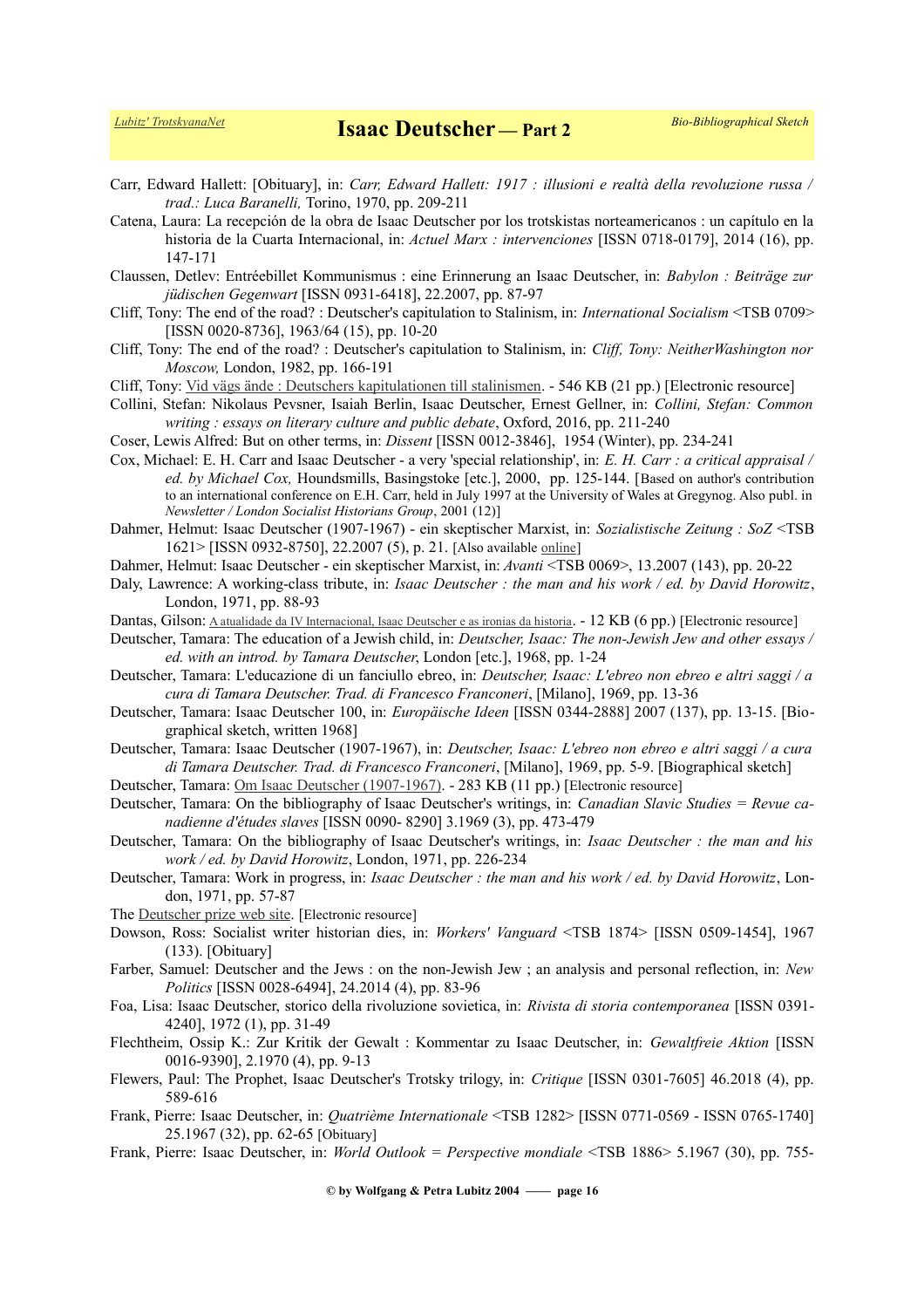Carr, Edward Hallett: [Obituary], in: *Carr, Edward Hallett: 1917 : illusioni e realtà della revoluzione russa / trad.: Luca Baranelli,* Torino, 1970, pp. 209-211

Catena, Laura: La recepción de la obra de Isaac Deutscher por los trotskistas norteamericanos : un capítulo en la historia de la Cuarta Internacional, in: *Actuel Marx : intervenciones* [ISSN 0718-0179], 2014 (16), pp. 147-171

Claussen, Detlev: Entréebillet Kommunismus : eine Erinnerung an Isaac Deutscher, in: *Babylon : Beiträge zur jüdischen Gegenwart* [ISSN 0931-6418], 22.2007, pp. 87-97

Cliff, Tony: The end of the road? : Deutscher's capitulation to Stalinism, in: *International Socialism* <TSB 0709> [ISSN 0020-8736], 1963/64 (15), pp. 10-20

Cliff, Tony: The end of the road? : Deutscher's capitulation to Stalinism, in: *Cliff, Tony: NeitherWashington nor Moscow,* London, 1982, pp. 166-191

Cliff, Tony: Vid vägs ände : Deutschers kapitulationen till stalinismen. - 546 KB (21 pp.) [Electronic resource]

Collini, Stefan: Nikolaus Pevsner, Isaiah Berlin, Isaac Deutscher, Ernest Gellner, in: *Collini, Stefan: Common writing : essays on literary culture and public debate*, Oxford, 2016, pp. 211-240

Coser, Lewis Alfred: But on other terms, in: *Dissent* [ISSN 0012-3846], 1954 (Winter), pp. 234-241

Cox, Michael: E. H. Carr and Isaac Deutscher - a very 'special relationship', in: *E. H. Carr : a critical appraisal / ed. by Michael Cox,* Houndsmills, Basingstoke [etc.], 2000, pp. 125-144. [Based on author's contribution to an international conference on E.H. Carr, held in July 1997 at the University of Wales at Gregynog. Also publ. in *Newsletter / London Socialist Historians Group*, 2001 (12)]

Dahmer, Helmut: Isaac Deutscher (1907-1967) - ein skeptischer Marxist, in: *Sozialistische Zeitung : SoZ* <TSB 1621> [ISSN 0932-8750], 22.2007 (5), p. 21. [Also available online]

Dahmer, Helmut: Isaac Deutscher - ein skeptischer Marxist, in: *Avanti* <TSB 0069>, 13.2007 (143), pp. 20-22

Daly, Lawrence: A working-class tribute, in: *Isaac Deutscher : the man and his work / ed. by David Horowitz*, London, 1971, pp. 88-93

Dantas, Gilson: A atualidade da IV Internacional, Isaac Deutscher e as ironias da historia. - 12 KB (6 pp.) [Electronic resource]

Deutscher, Tamara: The education of a Jewish child, in: *Deutscher, Isaac: The non-Jewish Jew and other essays / ed. with an introd. by Tamara Deutscher*, London [etc.], 1968, pp. 1-24

Deutscher, Tamara: L'educazione di un fanciullo ebreo, in: *Deutscher, Isaac: L'ebreo non ebreo e altri saggi / a cura di Tamara Deutscher. Trad. di Francesco Franconeri*, [Milano], 1969, pp. 13-36

Deutscher, Tamara: Isaac Deutscher 100, in: *Europäische Ideen* [ISSN 0344-2888] 2007 (137), pp. 13-15. [Biographical sketch, written 1968]

Deutscher, Tamara: Isaac Deutscher (1907-1967), in: *Deutscher, Isaac: L'ebreo non ebreo e altri saggi / a cura di Tamara Deutscher. Trad. di Francesco Franconeri*, [Milano], 1969, pp. 5-9. [Biographical sketch]

Deutscher, Tamara: Om Isaac Deutscher (1907-1967). - 283 KB (11 pp.) [Electronic resource]

Deutscher, Tamara: On the bibliography of Isaac Deutscher's writings, in: *Canadian Slavic Studies = Revue canadienne d'études slaves* [ISSN 0090- 8290] 3.1969 (3), pp. 473-479

Deutscher, Tamara: On the bibliography of Isaac Deutscher's writings, in: *Isaac Deutscher : the man and his work / ed. by David Horowitz*, London, 1971, pp. 226-234

Deutscher, Tamara: Work in progress, in: *Isaac Deutscher : the man and his work / ed. by David Horowitz*, London, 1971, pp. 57-87

The Deutscher prize web site. [Electronic resource]

Dowson, Ross: Socialist writer historian dies, in: *Workers' Vanguard* <TSB 1874> [ISSN 0509-1454], 1967 (133). [Obituary]

Farber, Samuel: Deutscher and the Jews : on the non-Jewish Jew ; an analysis and personal reflection, in: *New Politics* [ISSN 0028-6494], 24.2014 (4), pp. 83-96

Foa, Lisa: Isaac Deutscher, storico della rivoluzione sovietica, in: *Rivista di storia contemporanea* [ISSN 0391-4240], 1972 (1), pp. 31-49

Flechtheim, Ossip K.: Zur Kritik der Gewalt : Kommentar zu Isaac Deutscher, in: *Gewaltfreie Aktion* [ISSN 0016-9390], 2.1970 (4), pp. 9-13

Flewers, Paul: The Prophet, Isaac Deutscher's Trotsky trilogy, in: *Critique* [ISSN 0301-7605] 46.2018 (4), pp. 589-616

Frank, Pierre: Isaac Deutscher, in: *Quatrième Internationale* <TSB 1282> [ISSN 0771-0569 - ISSN 0765-1740] 25.1967 (32), pp. 62-65 [Obituary]

Frank, Pierre: Isaac Deutscher, in: *World Outlook = Perspective mondiale* <TSB 1886> 5.1967 (30), pp. 755-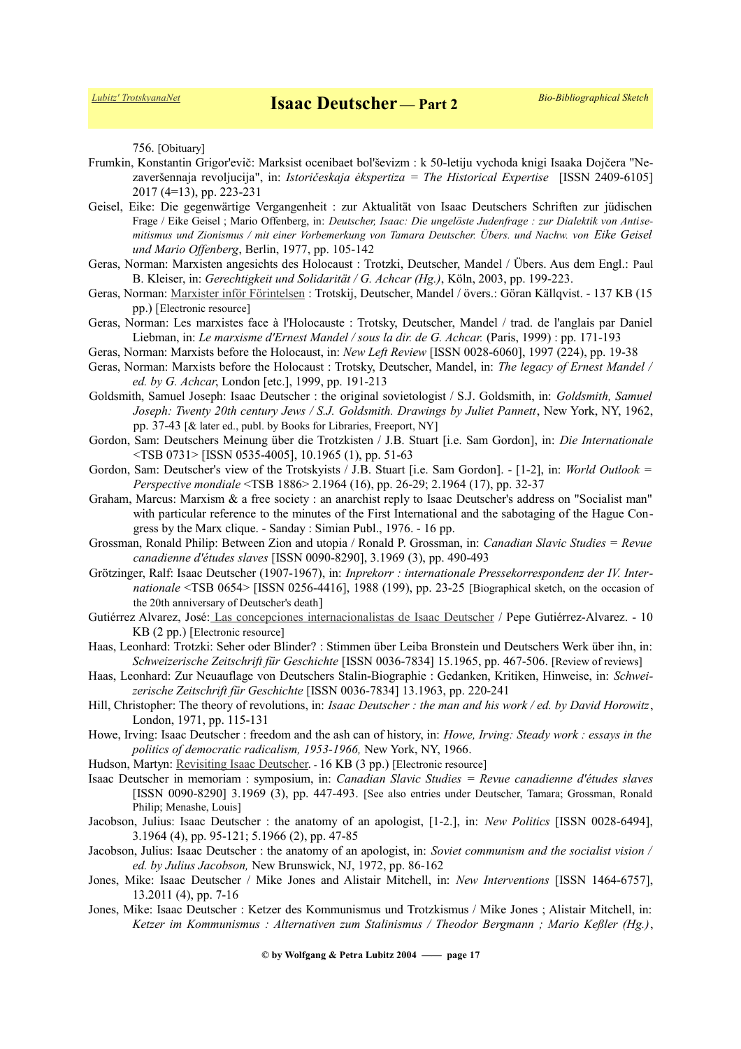756. [Obituary]

Frumkin, Konstantin Grigor'evič: Marksist ocenibaet bol'ševizm : k 50-letiju vychoda knigi Isaaka Dojčera "Nezaveršennaja revoljucija", in: *Istoričeskaja ėkspertiza = The Historical Expertise* [ISSN 2409-6105] 2017 (4=13), pp. 223-231

Geisel, Eike: Die gegenwärtige Vergangenheit : zur Aktualität von Isaac Deutschers Schriften zur jüdischen Frage / Eike Geisel ; Mario Offenberg, in: *Deutscher, Isaac: Die ungelöste Judenfrage : zur Dialektik von Antisemitismus und Zionismus / mit einer Vorbemerkung von Tamara Deutscher. Übers. und Nachw. von Eike Geisel und Mario Offenberg*, Berlin, 1977, pp. 105-142

Geras, Norman: Marxisten angesichts des Holocaust : Trotzki, Deutscher, Mandel / Übers. Aus dem Engl.: Paul B. Kleiser, in: *Gerechtigkeit und Solidarität / G. Achcar (Hg.)*, Köln, 2003, pp. 199-223.

Geras, Norman: Marxister inför Förintelsen : Trotskij, Deutscher, Mandel / övers.: Göran Källqvist. - 137 KB (15 pp.) [Electronic resource]

Geras, Norman: Les marxistes face à l'Holocauste : Trotsky, Deutscher, Mandel / trad. de l'anglais par Daniel Liebman, in: *Le marxisme d'Ernest Mandel / sous la dir. de G. Achcar.* (Paris, 1999) : pp. 171-193

Geras, Norman: Marxists before the Holocaust, in: *New Left Review* [ISSN 0028-6060], 1997 (224), pp. 19-38

Geras, Norman: Marxists before the Holocaust : Trotsky, Deutscher, Mandel, in: *The legacy of Ernest Mandel / ed. by G. Achcar*, London [etc.], 1999, pp. 191-213

Goldsmith, Samuel Joseph: Isaac Deutscher : the original sovietologist / S.J. Goldsmith, in: *Goldsmith, Samuel Joseph: Twenty 20th century Jews / S.J. Goldsmith. Drawings by Juliet Pannett*, New York, NY, 1962, pp. 37-43 [& later ed., publ. by Books for Libraries, Freeport, NY]

Gordon, Sam: Deutschers Meinung über die Trotzkisten / J.B. Stuart [i.e. Sam Gordon], in: *Die Internationale* <TSB 0731> [ISSN 0535-4005], 10.1965 (1), pp. 51-63

Gordon, Sam: Deutscher's view of the Trotskyists / J.B. Stuart [i.e. Sam Gordon]. - [1-2], in: *World Outlook = Perspective mondiale* <TSB 1886> 2.1964 (16), pp. 26-29; 2.1964 (17), pp. 32-37

Graham, Marcus: Marxism & a free society : an anarchist reply to Isaac Deutscher's address on "Socialist man" with particular reference to the minutes of the First International and the sabotaging of the Hague Congress by the Marx clique. - Sanday : Simian Publ., 1976. - 16 pp.

Grossman, Ronald Philip: Between Zion and utopia / Ronald P. Grossman, in: *Canadian Slavic Studies = Revue canadienne d'études slaves* [ISSN 0090-8290], 3.1969 (3), pp. 490-493

Grötzinger, Ralf: Isaac Deutscher (1907-1967), in: *Inprekorr : internationale Pressekorrespondenz der IV. Internationale* <TSB 0654> [ISSN 0256-4416], 1988 (199), pp. 23-25 [Biographical sketch, on the occasion of the 20th anniversary of Deutscher's death]

Gutiérrez Alvarez, José: Las concepciones internacionalistas de Isaac Deutscher / Pepe Gutiérrez-Alvarez. - 10 KB (2 pp.) [Electronic resource]

Haas, Leonhard: Trotzki: Seher oder Blinder? : Stimmen über Leiba Bronstein und Deutschers Werk über ihn, in: *Schweizerische Zeitschrift für Geschichte* [ISSN 0036-7834] 15.1965, pp. 467-506. [Review of reviews]

Haas, Leonhard: Zur Neuauflage von Deutschers Stalin-Biographie : Gedanken, Kritiken, Hinweise, in: *Schweizerische Zeitschrift für Geschichte* [ISSN 0036-7834] 13.1963, pp. 220-241

Hill, Christopher: The theory of revolutions, in: *Isaac Deutscher : the man and his work / ed. by David Horowitz*, London, 1971, pp. 115-131

Howe, Irving: Isaac Deutscher : freedom and the ash can of history, in: *Howe, Irving: Steady work : essays in the politics of democratic radicalism, 1953-1966,* New York, NY, 1966.

Hudson, Martyn: Revisiting Isaac Deutscher. - 16 KB (3 pp.) [Electronic resource]

Isaac Deutscher in memoriam : symposium, in: *Canadian Slavic Studies = Revue canadienne d'études slaves* [ISSN 0090-8290] 3.1969 (3), pp. 447-493. [See also entries under Deutscher, Tamara; Grossman, Ronald Philip; Menashe, Louis]

Jacobson, Julius: Isaac Deutscher : the anatomy of an apologist, [1-2.], in: *New Politics* [ISSN 0028-6494], 3.1964 (4), pp. 95-121; 5.1966 (2), pp. 47-85

Jacobson, Julius: Isaac Deutscher : the anatomy of an apologist, in: *Soviet communism and the socialist vision / ed. by Julius Jacobson,* New Brunswick, NJ, 1972, pp. 86-162

Jones, Mike: Isaac Deutscher / Mike Jones and Alistair Mitchell, in: *New Interventions* [ISSN 1464-6757], 13.2011 (4), pp. 7-16

Jones, Mike: Isaac Deutscher : Ketzer des Kommunismus und Trotzkismus / Mike Jones ; Alistair Mitchell, in: *Ketzer im Kommunismus : Alternativen zum Stalinismus / Theodor Bergmann ; Mario Keßler (Hg.)*,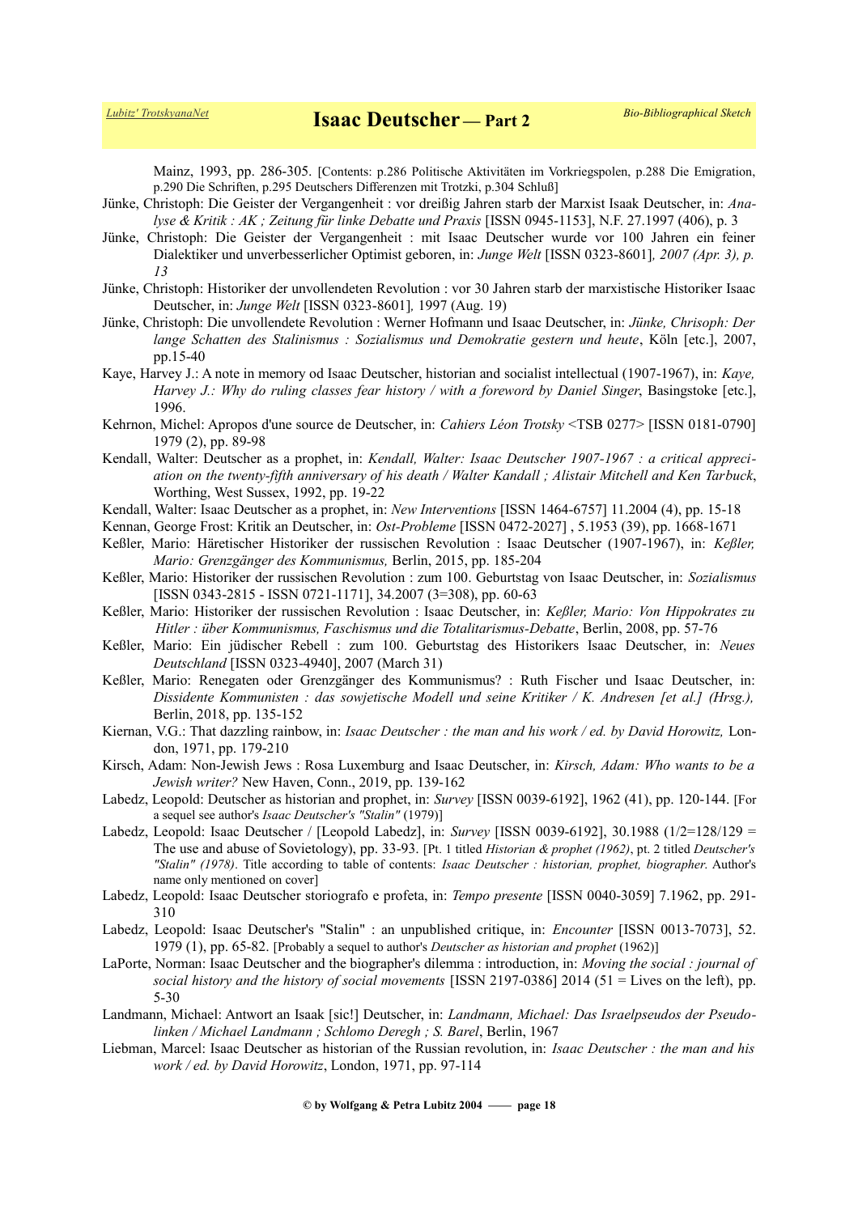Mainz, 1993, pp. 286-305. [Contents: p.286 Politische Aktivitäten im Vorkriegspolen, p.288 Die Emigration, p.290 Die Schriften, p.295 Deutschers Differenzen mit Trotzki, p.304 Schluß]

Jünke, Christoph: Die Geister der Vergangenheit : vor dreißig Jahren starb der Marxist Isaak Deutscher, in: *Analyse & Kritik : AK ; Zeitung für linke Debatte und Praxis* [ISSN 0945-1153], N.F. 27.1997 (406), p. 3

Jünke, Christoph: Die Geister der Vergangenheit : mit Isaac Deutscher wurde vor 100 Jahren ein feiner Dialektiker und unverbesserlicher Optimist geboren, in: *Junge Welt* [ISSN 0323-8601]*, 2007 (Apr. 3), p. 13*

Jünke, Christoph: Historiker der unvollendeten Revolution : vor 30 Jahren starb der marxistische Historiker Isaac Deutscher, in: *Junge Welt* [ISSN 0323-8601]*,* 1997 (Aug. 19)

Jünke, Christoph: Die unvollendete Revolution : Werner Hofmann und Isaac Deutscher, in: *Jünke, Chrisoph: Der lange Schatten des Stalinismus : Sozialismus und Demokratie gestern und heute*, Köln [etc.], 2007, pp.15-40

Kaye, Harvey J.: A note in memory od Isaac Deutscher, historian and socialist intellectual (1907-1967), in: *Kaye, Harvey J.: Why do ruling classes fear history / with a foreword by Daniel Singer*, Basingstoke [etc.], 1996.

Kehrnon, Michel: Apropos d'une source de Deutscher, in: *Cahiers Léon Trotsky* <TSB 0277> [ISSN 0181-0790] 1979 (2), pp. 89-98

Kendall, Walter: Deutscher as a prophet, in: *Kendall, Walter: Isaac Deutscher 1907-1967 : a critical appreciation on the twenty-fifth anniversary of his death / Walter Kandall ; Alistair Mitchell and Ken Tarbuck*, Worthing, West Sussex, 1992, pp. 19-22

Kendall, Walter: Isaac Deutscher as a prophet, in: *New Interventions* [ISSN 1464-6757] 11.2004 (4), pp. 15-18

Kennan, George Frost: Kritik an Deutscher, in: *Ost-Probleme* [ISSN 0472-2027] , 5.1953 (39), pp. 1668-1671

Keßler, Mario: Häretischer Historiker der russischen Revolution : Isaac Deutscher (1907-1967), in: *Keßler, Mario: Grenzgänger des Kommunismus,* Berlin, 2015, pp. 185-204

Keßler, Mario: Historiker der russischen Revolution : zum 100. Geburtstag von Isaac Deutscher, in: *Sozialismus* [ISSN 0343-2815 - ISSN 0721-1171], 34.2007 (3=308), pp. 60-63

Keßler, Mario: Historiker der russischen Revolution : Isaac Deutscher, in: *Keßler, Mario: Von Hippokrates zu Hitler : über Kommunismus, Faschismus und die Totalitarismus-Debatte*, Berlin, 2008, pp. 57-76

Keßler, Mario: Ein jüdischer Rebell : zum 100. Geburtstag des Historikers Isaac Deutscher, in: *Neues Deutschland* [ISSN 0323-4940], 2007 (March 31)

Keßler, Mario: Renegaten oder Grenzgänger des Kommunismus? : Ruth Fischer und Isaac Deutscher, in: *Dissidente Kommunisten : das sowjetische Modell und seine Kritiker / K. Andresen [et al.] (Hrsg.),* Berlin, 2018, pp. 135-152

Kiernan, V.G.: That dazzling rainbow, in: *Isaac Deutscher : the man and his work / ed. by David Horowitz,* London, 1971, pp. 179-210

Kirsch, Adam: Non-Jewish Jews : Rosa Luxemburg and Isaac Deutscher, in: *Kirsch, Adam: Who wants to be a Jewish writer?* New Haven, Conn., 2019, pp. 139-162

Labedz, Leopold: Deutscher as historian and prophet, in: *Survey* [ISSN 0039-6192], 1962 (41), pp. 120-144. [For a sequel see author's *Isaac Deutscher's "Stalin"* (1979)]

Labedz, Leopold: Isaac Deutscher / [Leopold Labedz], in: *Survey* [ISSN 0039-6192], 30.1988 (1/2=128/129 = The use and abuse of Sovietology), pp. 33-93. [Pt. 1 titled *Historian & prophet (1962)*, pt. 2 titled *Deutscher's "Stalin" (1978)*. Title according to table of contents: *Isaac Deutscher : historian, prophet, biographer*. Author's name only mentioned on cover]

Labedz, Leopold: Isaac Deutscher storiografo e profeta, in: *Tempo presente* [ISSN 0040-3059] 7.1962, pp. 291-310

Labedz, Leopold: Isaac Deutscher's "Stalin" : an unpublished critique, in: *Encounter* [ISSN 0013-7073], 52. 1979 (1), pp. 65-82. [Probably a sequel to author's *Deutscher as historian and prophet* (1962)]

LaPorte, Norman: Isaac Deutscher and the biographer's dilemma : introduction, in: *Moving the social : journal of social history and the history of social movements* [ISSN 2197-0386] 2014 (51 = Lives on the left), pp. 5-30

Landmann, Michael: Antwort an Isaak [sic!] Deutscher, in: *Landmann, Michael: Das Israelpseudos der Pseudolinken / Michael Landmann ; Schlomo Deregh ; S. Barel*, Berlin, 1967

Liebman, Marcel: Isaac Deutscher as historian of the Russian revolution, in: *Isaac Deutscher : the man and his work / ed. by David Horowitz*, London, 1971, pp. 97-114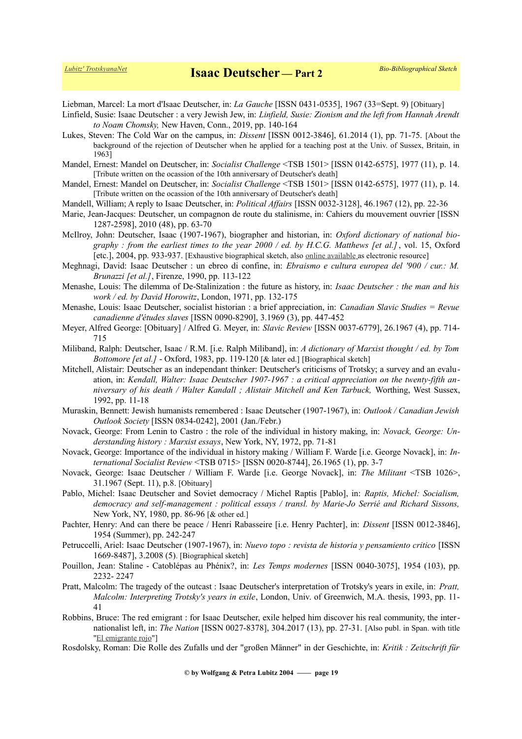Liebman, Marcel: La mort d'Isaac Deutscher, in: *La Gauche* [ISSN 0431-0535], 1967 (33=Sept. 9) [Obituary]

Linfield, Susie: Isaac Deutscher : a very Jewish Jew, in: *Linfield, Susie: Zionism and the left from Hannah Arendt to Noam Chomsky,* New Haven, Conn., 2019, pp. 140-164

Lukes, Steven: The Cold War on the campus, in: *Dissent* [ISSN 0012-3846], 61.2014 (1), pp. 71-75. [About the background of the rejection of Deutscher when he applied for a teaching post at the Univ. of Sussex, Britain, in 1963]

Mandel, Ernest: Mandel on Deutscher, in: *Socialist Challenge* <TSB 1501> [ISSN 0142-6575], 1977 (11), p. 14. [Tribute written on the ocassion of the 10th anniversary of Deutscher's death]

Mandel, Ernest: Mandel on Deutscher, in: *Socialist Challenge* <TSB 1501> [ISSN 0142-6575], 1977 (11), p. 14. [Tribute written on the ocassion of the 10th anniversary of Deutscher's death]

Mandell, William; A reply to Isaac Deutscher, in: *Political Affairs* [ISSN 0032-3128], 46.1967 (12), pp. 22-36

Marie, Jean-Jacques: Deutscher, un compagnon de route du stalinisme, in: Cahiers du mouvement ouvrier [ISSN 1287-2598], 2010 (48), pp. 63-70

McIlroy, John: Deutscher, Isaac (1907-1967), biographer and historian, in: *Oxford dictionary of national biography : from the earliest times to the year 2000 / ed. by H.C.G. Matthews [et al.]* , vol. 15, Oxford [etc.], 2004, pp. 933-937. [Exhaustive biographical sketch, also online available as electronic resource]

Meghnagi, David: Isaac Deutscher : un ebreo di confine, in: *Ebraismo e cultura europea del '900 / cur.: M. Brunazzi [et al.]*, Firenze, 1990, pp. 113-122

Menashe, Louis: The dilemma of De-Stalinization : the future as history, in: *Isaac Deutscher : the man and his work / ed. by David Horowitz*, London, 1971, pp. 132-175

Menashe, Louis: Isaac Deutscher, socialist historian : a brief appreciation, in: *Canadian Slavic Studies = Revue canadienne d'études slaves* [ISSN 0090-8290], 3.1969 (3), pp. 447-452

Meyer, Alfred George: [Obituary] / Alfred G. Meyer, in: *Slavic Review* [ISSN 0037-6779], 26.1967 (4), pp. 714-715

Miliband, Ralph: Deutscher, Isaac / R.M. [i.e. Ralph Miliband], in: *A dictionary of Marxist thought / ed. by Tom Bottomore [et al.]* - Oxford, 1983, pp. 119-120 [& later ed.] [Biographical sketch]

Mitchell, Alistair: Deutscher as an independant thinker: Deutscher's criticisms of Trotsky; a survey and an evaluation, in: *Kendall, Walter: Isaac Deutscher 1907-1967 : a critical appreciation on the twenty-fifth anniversary of his death / Walter Kandall ; Alistair Mitchell and Ken Tarbuck,* Worthing, West Sussex, 1992, pp. 11-18

Muraskin, Bennett: Jewish humanists remembered : Isaac Deutscher (1907-1967), in: *Outlook / Canadian Jewish Outlook Society* [ISSN 0834-0242], 2001 (Jan./Febr.)

Novack, George: From Lenin to Castro : the role of the individual in history making, in: *Novack, George: Understanding history : Marxist essays*, New York, NY, 1972, pp. 71-81

Novack, George: Importance of the individual in history making / William F. Warde [i.e. George Novack], in: *International Socialist Review* <TSB 0715> [ISSN 0020-8744], 26.1965 (1), pp. 3-7

Novack, George: Isaac Deutscher / William F. Warde [i.e. George Novack], in: *The Militant* <TSB 1026>, 31.1967 (Sept. 11), p.8. [Obituary]

Pablo, Michel: Isaac Deutscher and Soviet democracy / Michel Raptis [Pablo], in: *Raptis, Michel: Socialism, democracy and self-management : political essays / transl. by Marie-Jo Serrié and Richard Sissons,* New York, NY, 1980, pp. 86-96 [& other ed.]

Pachter, Henry: And can there be peace / Henri Rabasseire [i.e. Henry Pachter], in: *Dissent* [ISSN 0012-3846], 1954 (Summer), pp. 242-247

Petruccelli, Ariel: Isaac Deutscher (1907-1967), in: *Nuevo topo : revista de historia y pensamiento critico* [ISSN 1669-8487], 3.2008 (5). [Biographical sketch]

Pouillon, Jean: Staline - Catoblépas au Phénix?, in: *Les Temps modernes* [ISSN 0040-3075], 1954 (103), pp. 2232- 2247

Pratt, Malcolm: The tragedy of the outcast : Isaac Deutscher's interpretation of Trotsky's years in exile, in: *Pratt, Malcolm: Interpreting Trotsky's years in exile*, London, Univ. of Greenwich, M.A. thesis, 1993, pp. 11-41

Robbins, Bruce: The red emigrant : for Isaac Deutscher, exile helped him discover his real community, the internationalist left, in: *The Nation* [ISSN 0027-8378], 304.2017 (13), pp. 27-31. [Also publ. in Span. with title "El emigrante rojo"]

Rosdolsky, Roman: Die Rolle des Zufalls und der "großen Männer" in der Geschichte, in: *Kritik : Zeitschrift für*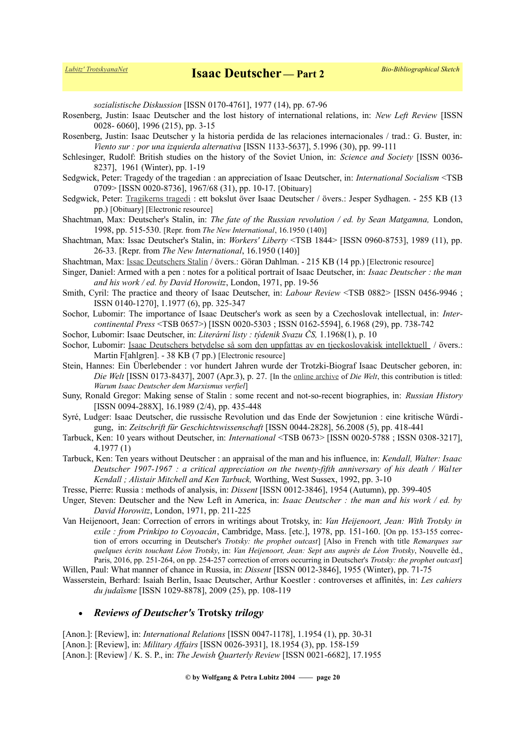*sozialistische Diskussion* [ISSN 0170-4761], 1977 (14), pp. 67-96

Rosenberg, Justin: Isaac Deutscher and the lost history of international relations, in: *New Left Review* [ISSN 0028- 6060], 1996 (215), pp. 3-15

Rosenberg, Justin: Isaac Deutscher y la historia perdida de las relaciones internacionales / trad.: G. Buster, in: *Viento sur : por una izquierda alternativa* [ISSN 1133-5637], 5.1996 (30), pp. 99-111

Schlesinger, Rudolf: British studies on the history of the Soviet Union, in: *Science and Society* [ISSN 0036-8237], 1961 (Winter), pp. 1-19

Sedgwick, Peter: Tragedy of the tragedian : an appreciation of Isaac Deutscher, in: *International Socialism* <TSB 0709> [ISSN 0020-8736], 1967/68 (31), pp. 10-17. [Obituary]

Sedgwick, Peter: Tragikerns tragedi : ett bokslut över Isaac Deutscher / övers.: Jesper Sydhagen. - 255 KB (13 pp.) [Obituary] [Electronic resource]

Shachtman, Max: Deutscher's Stalin, in: *The fate of the Russian revolution / ed. by Sean Matgamna,* London, 1998, pp. 515-530. [Repr. from *The New International*, 16.1950 (140)]

Shachtman, Max: Issac Deutscher's Stalin, in: *Workers' Liberty* <TSB 1844> [ISSN 0960-8753], 1989 (11), pp. 26-33. [Repr. from *The New International*, 16.1950 (140)]

Shachtman, Max: Issac Deutschers Stalin / övers.: Göran Dahlman. - 215 KB (14 pp.) [Electronic resource]

Singer, Daniel: Armed with a pen : notes for a political portrait of Isaac Deutscher, in: *Isaac Deutscher : the man and his work / ed. by David Horowitz*, London, 1971, pp. 19-56

Smith, Cyril: The practice and theory of Isaac Deutscher, in: *Labour Review* <TSB 0882> [ISSN 0456-9946 ; ISSN 0140-1270], 1.1977 (6), pp. 325-347

Sochor, Lubomir: The importance of Isaac Deutscher's work as seen by a Czechoslovak intellectual, in: *Inter-continental Press* <TSB 0657>) [ISSN 0020-5303 ; ISSN 0162-5594], 6.1968 (29), pp. 738-742

Sochor, Lubomir: Isaac Deutscher, in: *Literární listy : týdenik Svazu ČS,* 1.1968(1), p. 10

Sochor, Lubomir: Isaac Deutschers betydelse så som den uppfattas av en tjeckoslovakisk intellektuell / övers.: Martin F[ahlgren]. - 38 KB (7 pp.) [Electronic resource]

Stein, Hannes: Ein Überlebender : vor hundert Jahren wurde der Trotzki-Biograf Isaac Deutscher geboren, in: *Die Welt* [ISSN 0173-8437], 2007 (Apr.3), p. 27. [In the online archive of *Die Welt*, this contribution is titled: *Warum Isaac Deutscher dem Marxismus verfiel*]

Suny, Ronald Gregor: Making sense of Stalin : some recent and not-so-recent biographies, in: *Russian History* [ISSN 0094-288X], 16.1989 (2/4), pp. 435-448

Syré, Ludger: Isaac Deutscher, die russische Revolution und das Ende der Sowjetunion : eine kritische Würdigung, in: *Zeitschrift für Geschichtswissenschaft* [ISSN 0044-2828], 56.2008 (5), pp. 418-441

Tarbuck, Ken: 10 years without Deutscher, in: *International* <TSB 0673> [ISSN 0020-5788 ; ISSN 0308-3217], 4.1977 (1)

Tarbuck, Ken: Ten years without Deutscher : an appraisal of the man and his influence, in: *Kendall, Walter: Isaac Deutscher 1907-1967 : a critical appreciation on the twenty-fifth anniversary of his death / Walter Kendall ; Alistair Mitchell and Ken Tarbuck,* Worthing, West Sussex, 1992, pp. 3-10

Tresse, Pierre: Russia : methods of analysis, in: *Dissent* [ISSN 0012-3846], 1954 (Autumn), pp. 399-405

Unger, Steven: Deutscher and the New Left in America, in: *Isaac Deutscher : the man and his work / ed. by David Horowitz*, London, 1971, pp. 211-225

Van Heijenoort, Jean: Correction of errors in writings about Trotsky, in: *Van Heijenoort, Jean: With Trotsky in exile : from Prinkipo to Coyoacán*, Cambridge, Mass. [etc.], 1978, pp. 151-160. [On pp. 153-155 correction of errors occurring in Deutscher's *Trotsky: the prophet outcast*] [Also in French with title *Remarques sur quelques écrits touchant Léon Trotsky*, in: *Van Heijenoort, Jean: Sept ans auprès de Léon Trotsky*, Nouvelle éd., Paris, 2016, pp. 251-264, on pp. 254-257 correction of errors occurring in Deutscher's *Trotsky: the prophet outcast*]

Willen, Paul: What manner of chance in Russia, in: *Dissent* [ISSN 0012-3846], 1955 (Winter), pp. 71-75

Wasserstein, Berhard: Isaiah Berlin, Isaac Deutscher, Arthur Koestler : controverses et affinités, in: *Les cahiers du judaïsme* [ISSN 1029-8878], 2009 (25), pp. 108-119

- ***Reviews of Deutscher's* Trotsky *trilogy***

[Anon.]: [Review], in: *International Relations* [ISSN 0047-1178], 1.1954 (1), pp. 30-31

[Anon.]: [Review], in: *Military Affairs* [ISSN 0026-3931], 18.1954 (3), pp. 158-159

[Anon.]: [Review] / K. S. P., in: *The Jewish Quarterly Review* [ISSN 0021-6682], 17.1955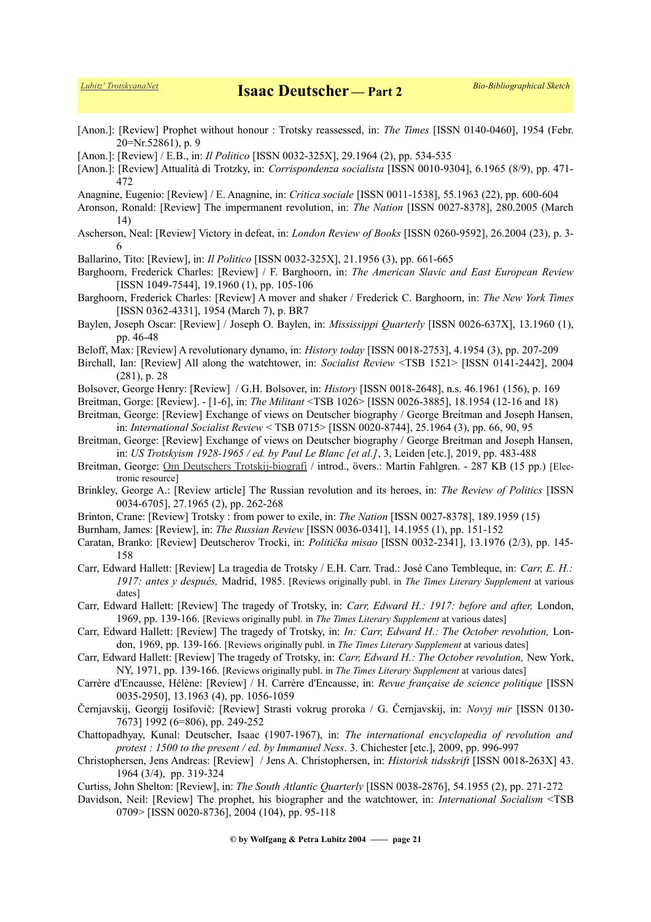[Anon.]: [Review] Prophet without honour : Trotsky reassessed, in: *The Times* [ISSN 0140-0460], 1954 (Febr. 20=Nr.52861), p. 9

[Anon.]: [Review] / E.B., in: *Il Politico* [ISSN 0032-325X], 29.1964 (2), pp. 534-535

[Anon.]: [Review] Attualità di Trotzky, in: *Corrispondenza socialista* [ISSN 0010-9304], 6.1965 (8/9), pp. 471-472

Anagnine, Eugenio: [Review] / E. Anagnine, in: *Critica sociale* [ISSN 0011-1538], 55.1963 (22), pp. 600-604

Aronson, Ronald: [Review] The impermanent revolution, in: *The Nation* [ISSN 0027-8378], 280.2005 (March 14)

Ascherson, Neal: [Review] Victory in defeat, in: *London Review of Books* [ISSN 0260-9592], 26.2004 (23), p. 3-6

Ballarino, Tito: [Review], in: *Il Politico* [ISSN 0032-325X], 21.1956 (3), pp. 661-665

Barghoorn, Frederick Charles: [Review] / F. Barghoorn, in: *The American Slavic and East European Review* [ISSN 1049-7544], 19.1960 (1), pp. 105-106

Barghoorn, Frederick Charles: [Review] A mover and shaker / Frederick C. Barghoorn, in: *The New York Times* [ISSN 0362-4331], 1954 (March 7), p. BR7

Baylen, Joseph Oscar: [Review] / Joseph O. Baylen, in: *Mississippi Quarterly* [ISSN 0026-637X], 13.1960 (1), pp. 46-48

Beloff, Max: [Review] A revolutionary dynamo, in: *History today* [ISSN 0018-2753], 4.1954 (3), pp. 207-209

Birchall, Ian: [Review] All along the watchtower, in: *Socialist Review* <TSB 1521> [ISSN 0141-2442], 2004 (281), p. 28

Bolsover, George Henry: [Review] / G.H. Bolsover, in: *History* [ISSN 0018-2648], n.s. 46.1961 (156), p. 169

Breitman, Gorge: [Review]. - [1-6], in: *The Militant* <TSB 1026> [ISSN 0026-3885], 18.1954 (12-16 and 18)

Breitman, George: [Review] Exchange of views on Deutscher biography / George Breitman and Joseph Hansen, in: *International Socialist Review* < TSB 0715> [ISSN 0020-8744], 25.1964 (3), pp. 66, 90, 95

Breitman, George: [Review] Exchange of views on Deutscher biography / George Breitman and Joseph Hansen, in: *US Trotskyism 1928-1965 / ed. by Paul Le Blanc [et al.]*, 3, Leiden [etc.], 2019, pp. 483-488

Breitman, George: Om Deutschers Trotskij-biografi / introd., övers.: Martin Fahlgren. - 287 KB (15 pp.) [Electronic resource]

Brinkley, George A.: [Review article] The Russian revolution and its heroes, in: *The Review of Politics* [ISSN 0034-6705], 27.1965 (2), pp. 262-268

Brinton, Crane: [Review] Trotsky : from power to exile, in: *The Nation* [ISSN 0027-8378], 189.1959 (15)

Burnham, James: [Review], in: *The Russian Review* [ISSN 0036-0341], 14.1955 (1), pp. 151-152

Caratan, Branko: [Review] Deutscherov Trocki, in: *Politička misao* [ISSN 0032-2341], 13.1976 (2/3), pp. 145-158

Carr, Edward Hallett: [Review] La tragedia de Trotsky / E.H. Carr. Trad.: José Cano Tembleque, in: *Carr, E. H.: 1917: antes y después,* Madrid, 1985. [Reviews originally publ. in *The Times Literary Supplement* at various dates]

Carr, Edward Hallett: [Review] The tragedy of Trotsky, in: *Carr, Edward H.: 1917: before and after,* London, 1969, pp. 139-166. [Reviews originally publ. in *The Times Literary Supplement* at various dates]

Carr, Edward Hallett: [Review] The tragedy of Trotsky, in: *In: Carr, Edward H.: The October revolution,* London, 1969, pp. 139-166. [Reviews originally publ. in *The Times Literary Supplement* at various dates]

Carr, Edward Hallett: [Review] The tragedy of Trotsky, in: *Carr, Edward H.: The October revolution,* New York, NY, 1971, pp. 139-166. [Reviews originally publ. in *The Times Literary Supplement* at various dates]

Carrère d'Encausse, Hélène: [Review] / H. Carrère d'Encausse, in: *Revue française de science politique* [ISSN 0035-2950], 13.1963 (4), pp. 1056-1059

Černjavskij, Georgij Iosifovič: [Review] Strasti vokrug proroka / G. Černjavskij, in: *Novyj mir* [ISSN 0130-7673] 1992 (6=806), pp. 249-252

Chattopadhyay, Kunal: Deutscher, Isaac (1907-1967), in: *The international encyclopedia of revolution and protest : 1500 to the present / ed. by Immanuel Ness*. 3. Chichester [etc.], 2009, pp. 996-997

Christophersen, Jens Andreas: [Review] / Jens A. Christophersen, in: *Historisk tidsskrift* [ISSN 0018-263X] 43. 1964 (3/4), pp. 319-324

Curtiss, John Shelton: [Review], in: *The South Atlantic Quarterly* [ISSN 0038-2876], 54.1955 (2), pp. 271-272

Davidson, Neil: [Review] The prophet, his biographer and the watchtower, in: *International Socialism* <TSB 0709> [ISSN 0020-8736], 2004 (104), pp. 95-118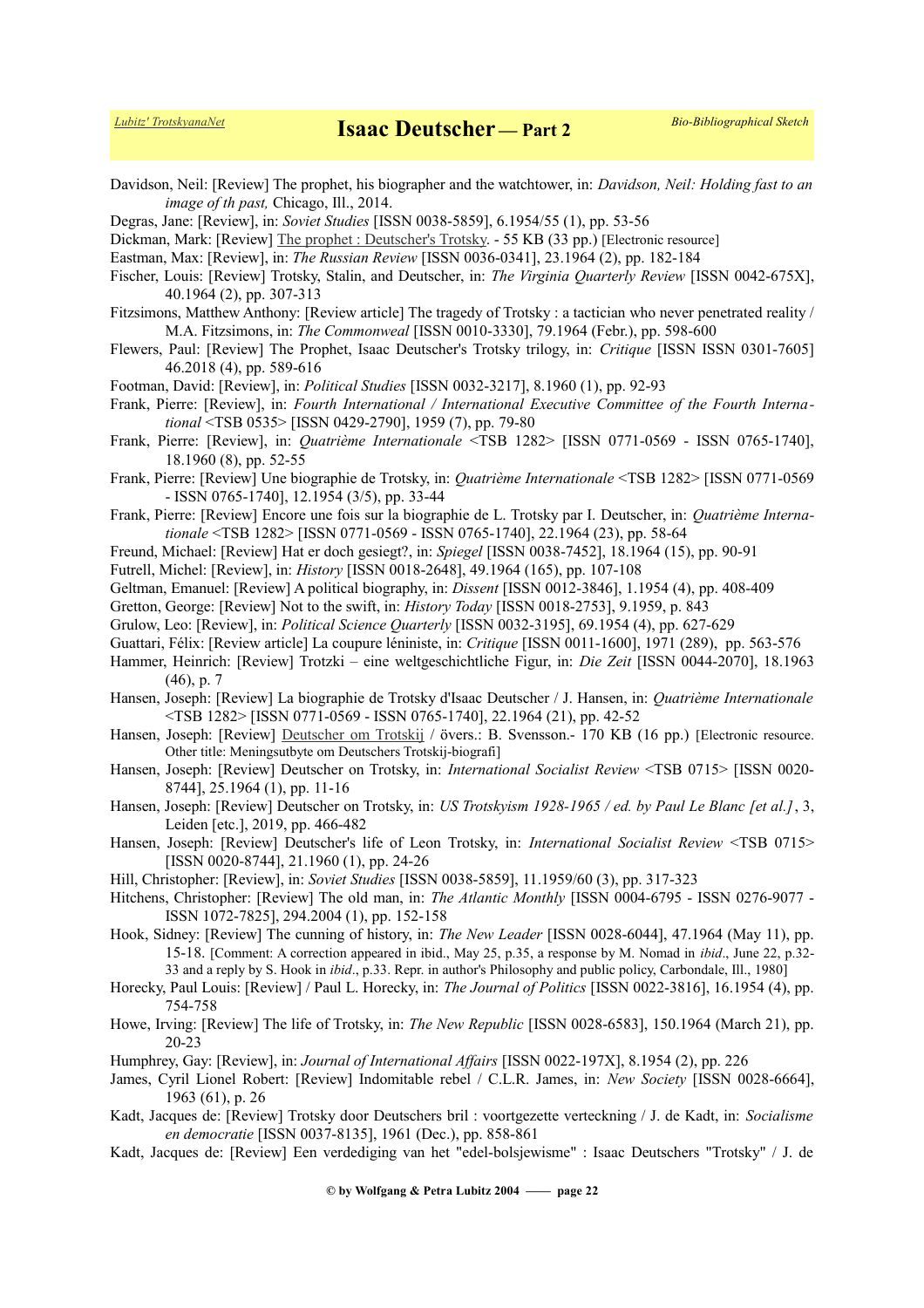Davidson, Neil: [Review] The prophet, his biographer and the watchtower, in: *Davidson, Neil: Holding fast to an image of th past,* Chicago, Ill., 2014.

Degras, Jane: [Review], in: *Soviet Studies* [ISSN 0038-5859], 6.1954/55 (1), pp. 53-56

Dickman, Mark: [Review] The prophet : Deutscher's Trotsky. - 55 KB (33 pp.) [Electronic resource]

Eastman, Max: [Review], in: *The Russian Review* [ISSN 0036-0341], 23.1964 (2), pp. 182-184

Fischer, Louis: [Review] Trotsky, Stalin, and Deutscher, in: *The Virginia Quarterly Review* [ISSN 0042-675X], 40.1964 (2), pp. 307-313

Fitzsimons, Matthew Anthony: [Review article] The tragedy of Trotsky : a tactician who never penetrated reality / M.A. Fitzsimons, in: *The Commonweal* [ISSN 0010-3330], 79.1964 (Febr.), pp. 598-600

Flewers, Paul: [Review] The Prophet, Isaac Deutscher's Trotsky trilogy, in: *Critique* [ISSN ISSN 0301-7605] 46.2018 (4), pp. 589-616

Footman, David: [Review], in: *Political Studies* [ISSN 0032-3217], 8.1960 (1), pp. 92-93

Frank, Pierre: [Review], in: *Fourth International / International Executive Committee of the Fourth International* <TSB 0535> [ISSN 0429-2790], 1959 (7), pp. 79-80

Frank, Pierre: [Review], in: *Quatrième Internationale* <TSB 1282> [ISSN 0771-0569 - ISSN 0765-1740], 18.1960 (8), pp. 52-55

Frank, Pierre: [Review] Une biographie de Trotsky, in: *Quatrième Internationale* <TSB 1282> [ISSN 0771-0569 - ISSN 0765-1740], 12.1954 (3/5), pp. 33-44

Frank, Pierre: [Review] Encore une fois sur la biographie de L. Trotsky par I. Deutscher, in: *Quatrième Internationale* <TSB 1282> [ISSN 0771-0569 - ISSN 0765-1740], 22.1964 (23), pp. 58-64

Freund, Michael: [Review] Hat er doch gesiegt?, in: *Spiegel* [ISSN 0038-7452], 18.1964 (15), pp. 90-91

Futrell, Michel: [Review], in: *History* [ISSN 0018-2648], 49.1964 (165), pp. 107-108

Geltman, Emanuel: [Review] A political biography, in: *Dissent* [ISSN 0012-3846], 1.1954 (4), pp. 408-409

Gretton, George: [Review] Not to the swift, in: *History Today* [ISSN 0018-2753], 9.1959, p. 843

Grulow, Leo: [Review], in: *Political Science Quarterly* [ISSN 0032-3195], 69.1954 (4), pp. 627-629

Guattari, Félix: [Review article] La coupure léniniste, in: *Critique* [ISSN 0011-1600], 1971 (289), pp. 563-576

Hammer, Heinrich: [Review] Trotzki – eine weltgeschichtliche Figur, in: *Die Zeit* [ISSN 0044-2070], 18.1963 (46), p. 7

Hansen, Joseph: [Review] La biographie de Trotsky d'Isaac Deutscher / J. Hansen, in: *Quatrième Internationale* <TSB 1282> [ISSN 0771-0569 - ISSN 0765-1740], 22.1964 (21), pp. 42-52

Hansen, Joseph: [Review] Deutscher om Trotskij / övers.: B. Svensson.- 170 KB (16 pp.) [Electronic resource. Other title: Meningsutbyte om Deutschers Trotskij-biografi]

Hansen, Joseph: [Review] Deutscher on Trotsky, in: *International Socialist Review* <TSB 0715> [ISSN 0020-8744], 25.1964 (1), pp. 11-16

Hansen, Joseph: [Review] Deutscher on Trotsky, in: *US Trotskyism 1928-1965 / ed. by Paul Le Blanc [et al.]*, 3, Leiden [etc.], 2019, pp. 466-482

Hansen, Joseph: [Review] Deutscher's life of Leon Trotsky, in: *International Socialist Review* <TSB 0715> [ISSN 0020-8744], 21.1960 (1), pp. 24-26

Hill, Christopher: [Review], in: *Soviet Studies* [ISSN 0038-5859], 11.1959/60 (3), pp. 317-323

Hitchens, Christopher: [Review] The old man, in: *The Atlantic Monthly* [ISSN 0004-6795 - ISSN 0276-9077 - ISSN 1072-7825], 294.2004 (1), pp. 152-158

Hook, Sidney: [Review] The cunning of history, in: *The New Leader* [ISSN 0028-6044], 47.1964 (May 11), pp. 15-18. [Comment: A correction appeared in ibid., May 25, p.35, a response by M. Nomad in *ibid*., June 22, p.32-33 and a reply by S. Hook in *ibid*., p.33. Repr. in author's Philosophy and public policy, Carbondale, Ill., 1980]

Horecky, Paul Louis: [Review] / Paul L. Horecky, in: *The Journal of Politics* [ISSN 0022-3816], 16.1954 (4), pp. 754-758

Howe, Irving: [Review] The life of Trotsky, in: *The New Republic* [ISSN 0028-6583], 150.1964 (March 21), pp. 20-23

Humphrey, Gay: [Review], in: *Journal of International Affairs* [ISSN 0022-197X], 8.1954 (2), pp. 226

James, Cyril Lionel Robert: [Review] Indomitable rebel / C.L.R. James, in: *New Society* [ISSN 0028-6664], 1963 (61), p. 26

Kadt, Jacques de: [Review] Trotsky door Deutschers bril : voortgezette verteckning / J. de Kadt, in: *Socialisme en democratie* [ISSN 0037-8135], 1961 (Dec.), pp. 858-861

Kadt, Jacques de: [Review] Een verdediging van het "edel-bolsjewisme" : Isaac Deutschers "Trotsky" / J. de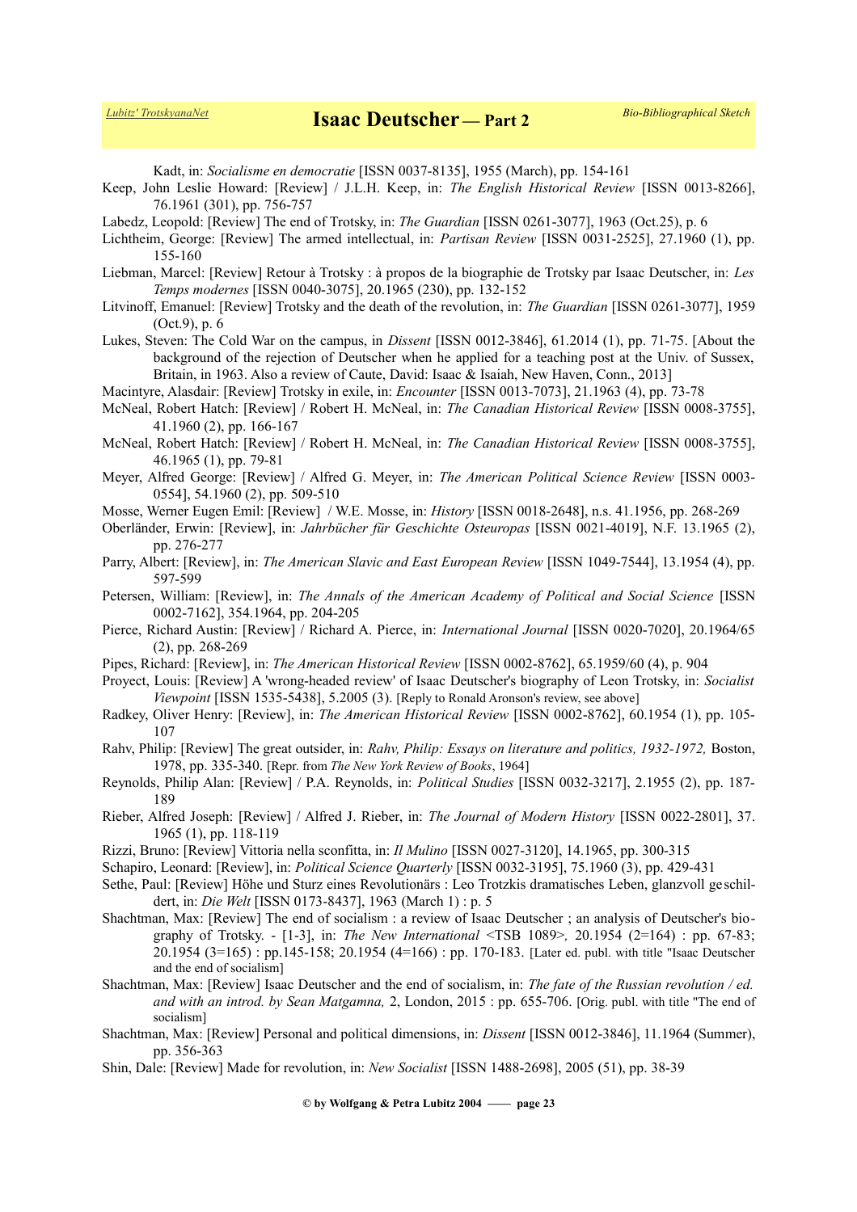Kadt, in: *Socialisme en democratie* [ISSN 0037-8135], 1955 (March), pp. 154-161

Keep, John Leslie Howard: [Review] / J.L.H. Keep, in: *The English Historical Review* [ISSN 0013-8266], 76.1961 (301), pp. 756-757

Labedz, Leopold: [Review] The end of Trotsky, in: *The Guardian* [ISSN 0261-3077], 1963 (Oct.25), p. 6

Lichtheim, George: [Review] The armed intellectual, in: *Partisan Review* [ISSN 0031-2525], 27.1960 (1), pp. 155-160

Liebman, Marcel: [Review] Retour à Trotsky : à propos de la biographie de Trotsky par Isaac Deutscher, in: *Les Temps modernes* [ISSN 0040-3075], 20.1965 (230), pp. 132-152

Litvinoff, Emanuel: [Review] Trotsky and the death of the revolution, in: *The Guardian* [ISSN 0261-3077], 1959 (Oct.9), p. 6

Lukes, Steven: The Cold War on the campus, in *Dissent* [ISSN 0012-3846], 61.2014 (1), pp. 71-75. [About the background of the rejection of Deutscher when he applied for a teaching post at the Univ. of Sussex, Britain, in 1963. Also a review of Caute, David: Isaac & Isaiah, New Haven, Conn., 2013]

Macintyre, Alasdair: [Review] Trotsky in exile, in: *Encounter* [ISSN 0013-7073], 21.1963 (4), pp. 73-78

McNeal, Robert Hatch: [Review] / Robert H. McNeal, in: *The Canadian Historical Review* [ISSN 0008-3755], 41.1960 (2), pp. 166-167

McNeal, Robert Hatch: [Review] / Robert H. McNeal, in: *The Canadian Historical Review* [ISSN 0008-3755], 46.1965 (1), pp. 79-81

Meyer, Alfred George: [Review] / Alfred G. Meyer, in: *The American Political Science Review* [ISSN 0003-0554], 54.1960 (2), pp. 509-510

Mosse, Werner Eugen Emil: [Review] / W.E. Mosse, in: *History* [ISSN 0018-2648], n.s. 41.1956, pp. 268-269

Oberländer, Erwin: [Review], in: *Jahrbücher für Geschichte Osteuropas* [ISSN 0021-4019], N.F. 13.1965 (2), pp. 276-277

Parry, Albert: [Review], in: *The American Slavic and East European Review* [ISSN 1049-7544], 13.1954 (4), pp. 597-599

Petersen, William: [Review], in: *The Annals of the American Academy of Political and Social Science* [ISSN 0002-7162], 354.1964, pp. 204-205

Pierce, Richard Austin: [Review] / Richard A. Pierce, in: *International Journal* [ISSN 0020-7020], 20.1964/65 (2), pp. 268-269

Pipes, Richard: [Review], in: *The American Historical Review* [ISSN 0002-8762], 65.1959/60 (4), p. 904

Proyect, Louis: [Review] A 'wrong-headed review' of Isaac Deutscher's biography of Leon Trotsky, in: *Socialist Viewpoint* [ISSN 1535-5438], 5.2005 (3). [Reply to Ronald Aronson's review, see above]

Radkey, Oliver Henry: [Review], in: *The American Historical Review* [ISSN 0002-8762], 60.1954 (1), pp. 105-107

Rahv, Philip: [Review] The great outsider, in: *Rahv, Philip: Essays on literature and politics, 1932-1972,* Boston, 1978, pp. 335-340. [Repr. from *The New York Review of Books*, 1964]

Reynolds, Philip Alan: [Review] / P.A. Reynolds, in: *Political Studies* [ISSN 0032-3217], 2.1955 (2), pp. 187-189

Rieber, Alfred Joseph: [Review] / Alfred J. Rieber, in: *The Journal of Modern History* [ISSN 0022-2801], 37. 1965 (1), pp. 118-119

Rizzi, Bruno: [Review] Vittoria nella sconfitta, in: *Il Mulino* [ISSN 0027-3120], 14.1965, pp. 300-315

Schapiro, Leonard: [Review], in: *Political Science Quarterly* [ISSN 0032-3195], 75.1960 (3), pp. 429-431

Sethe, Paul: [Review] Höhe und Sturz eines Revolutionärs : Leo Trotzkis dramatisches Leben, glanzvoll geschildert, in: *Die Welt* [ISSN 0173-8437], 1963 (March 1) : p. 5

Shachtman, Max: [Review] The end of socialism : a review of Isaac Deutscher ; an analysis of Deutscher's biography of Trotsky. - [1-3], in: *The New International* <TSB 1089>*,* 20.1954 (2=164) : pp. 67-83; 20.1954 (3=165) : pp.145-158; 20.1954 (4=166) : pp. 170-183. [Later ed. publ. with title "Isaac Deutscher and the end of socialism]

Shachtman, Max: [Review] Isaac Deutscher and the end of socialism, in: *The fate of the Russian revolution / ed. and with an introd. by Sean Matgamna,* 2, London, 2015 : pp. 655-706. [Orig. publ. with title "The end of socialism]

Shachtman, Max: [Review] Personal and political dimensions, in: *Dissent* [ISSN 0012-3846], 11.1964 (Summer), pp. 356-363

Shin, Dale: [Review] Made for revolution, in: *New Socialist* [ISSN 1488-2698], 2005 (51), pp. 38-39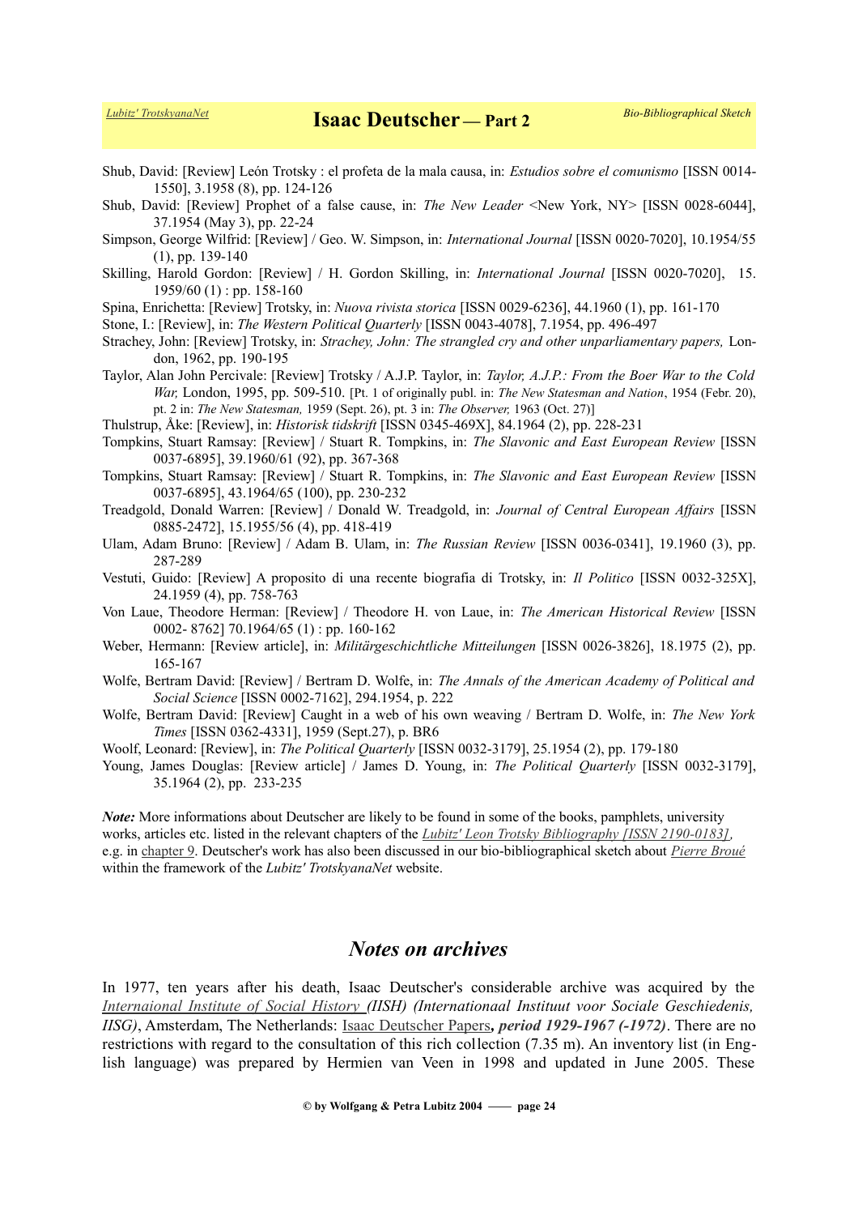Shub, David: [Review] León Trotsky : el profeta de la mala causa, in: *Estudios sobre el comunismo* [ISSN 0014-1550], 3.1958 (8), pp. 124-126

Shub, David: [Review] Prophet of a false cause, in: *The New Leader* <New York, NY> [ISSN 0028-6044], 37.1954 (May 3), pp. 22-24

Simpson, George Wilfrid: [Review] / Geo. W. Simpson, in: *International Journal* [ISSN 0020-7020], 10.1954/55 (1), pp. 139-140

Skilling, Harold Gordon: [Review] / H. Gordon Skilling, in: *International Journal* [ISSN 0020-7020], 15. 1959/60 (1) : pp. 158-160

Spina, Enrichetta: [Review] Trotsky, in: *Nuova rivista storica* [ISSN 0029-6236], 44.1960 (1), pp. 161-170

Stone, I.: [Review], in: *The Western Political Quarterly* [ISSN 0043-4078], 7.1954, pp. 496-497

Strachey, John: [Review] Trotsky, in: *Strachey, John: The strangled cry and other unparliamentary papers,* London, 1962, pp. 190-195

Taylor, Alan John Percivale: [Review] Trotsky / A.J.P. Taylor, in: *Taylor, A.J.P.: From the Boer War to the Cold War,* London, 1995, pp. 509-510. [Pt. 1 of originally publ. in: *The New Statesman and Nation*, 1954 (Febr. 20), pt. 2 in: *The New Statesman,* 1959 (Sept. 26), pt. 3 in: *The Observer,* 1963 (Oct. 27)]

Thulstrup, Åke: [Review], in: *Historisk tidskrift* [ISSN 0345-469X], 84.1964 (2), pp. 228-231

Tompkins, Stuart Ramsay: [Review] / Stuart R. Tompkins, in: *The Slavonic and East European Review* [ISSN 0037-6895], 39.1960/61 (92), pp. 367-368

Tompkins, Stuart Ramsay: [Review] / Stuart R. Tompkins, in: *The Slavonic and East European Review* [ISSN 0037-6895], 43.1964/65 (100), pp. 230-232

Treadgold, Donald Warren: [Review] / Donald W. Treadgold, in: *Journal of Central European Affairs* [ISSN 0885-2472], 15.1955/56 (4), pp. 418-419

Ulam, Adam Bruno: [Review] / Adam B. Ulam, in: *The Russian Review* [ISSN 0036-0341], 19.1960 (3), pp. 287-289

Vestuti, Guido: [Review] A proposito di una recente biografia di Trotsky, in: *Il Politico* [ISSN 0032-325X], 24.1959 (4), pp. 758-763

Von Laue, Theodore Herman: [Review] / Theodore H. von Laue, in: *The American Historical Review* [ISSN 0002- 8762] 70.1964/65 (1) : pp. 160-162

Weber, Hermann: [Review article], in: *Militärgeschichtliche Mitteilungen* [ISSN 0026-3826], 18.1975 (2), pp. 165-167

Wolfe, Bertram David: [Review] / Bertram D. Wolfe, in: *The Annals of the American Academy of Political and Social Science* [ISSN 0002-7162], 294.1954, p. 222

Wolfe, Bertram David: [Review] Caught in a web of his own weaving / Bertram D. Wolfe, in: *The New York Times* [ISSN 0362-4331], 1959 (Sept.27), p. BR6

Woolf, Leonard: [Review], in: *The Political Quarterly* [ISSN 0032-3179], 25.1954 (2), pp. 179-180

Young, James Douglas: [Review article] / James D. Young, in: *The Political Quarterly* [ISSN 0032-3179], 35.1964 (2), pp. 233-235

***Note:*** More informations about Deutscher are likely to be found in some of the books, pamphlets, university works, articles etc. listed in the relevant chapters of the *Lubitz' Leon Trotsky Bibliography [ISSN 2190-0183]*, e.g. in chapter 9. Deutscher's work has also been discussed in our bio-bibliographical sketch about *Pierre Broué* within the framework of the *Lubitz' TrotskyanaNet* website.

## *Notes on archives*

In 1977, ten years after his death, Isaac Deutscher's considerable archive was acquired by the *Internaional Institute of Social History (IISH) (Internationaal Instituut voor Sociale Geschiedenis, IISG)*, Amsterdam, The Netherlands: Isaac Deutscher Papers***, period 1929-1967 (-1972)***. There are no restrictions with regard to the consultation of this rich collection (7.35 m). An inventory list (in English language) was prepared by Hermien van Veen in 1998 and updated in June 2005. These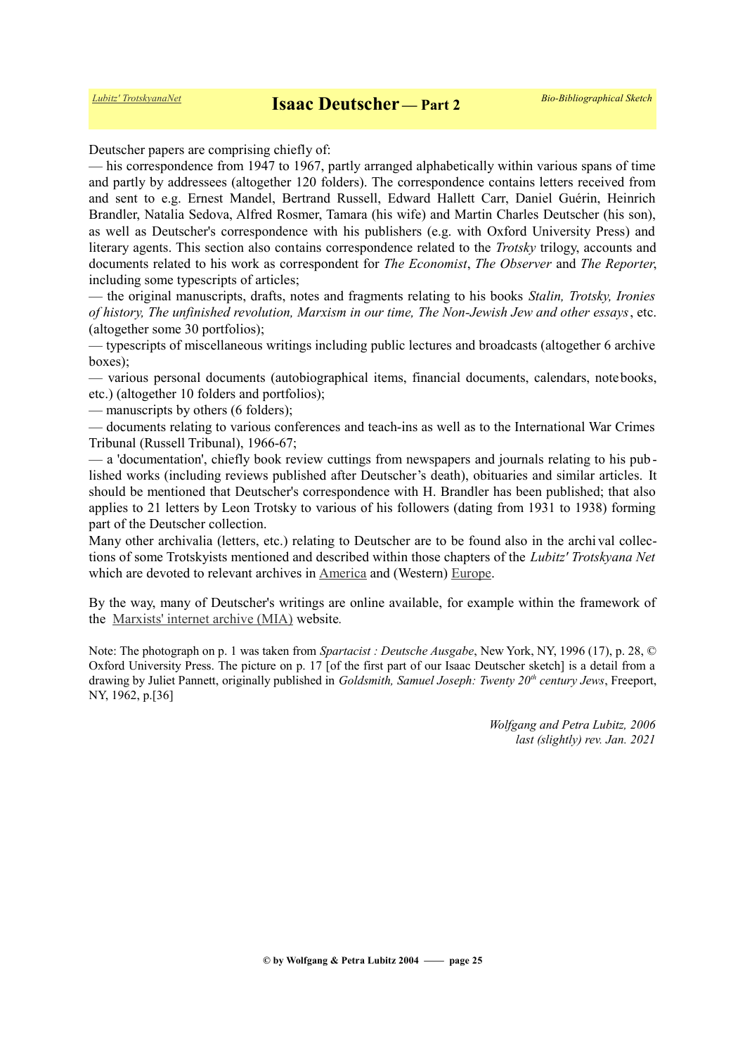Deutscher papers are comprising chiefly of:

— his correspondence from 1947 to 1967, partly arranged alphabetically within various spans of time and partly by addressees (altogether 120 folders). The correspondence contains letters received from and sent to e.g. Ernest Mandel, Bertrand Russell, Edward Hallett Carr, Daniel Guérin, Heinrich Brandler, Natalia Sedova, Alfred Rosmer, Tamara (his wife) and Martin Charles Deutscher (his son), as well as Deutscher's correspondence with his publishers (e.g. with Oxford University Press) and literary agents. This section also contains correspondence related to the *Trotsky* trilogy, accounts and documents related to his work as correspondent for *The Economist*, *The Observer* and *The Reporter*, including some typescripts of articles;

— the original manuscripts, drafts, notes and fragments relating to his books *Stalin, Trotsky, Ironies of history, The unfinished revolution, Marxism in our time, The Non-Jewish Jew and other essays*, etc. (altogether some 30 portfolios);

— typescripts of miscellaneous writings including public lectures and broadcasts (altogether 6 archive boxes);

— various personal documents (autobiographical items, financial documents, calendars, notebooks, etc.) (altogether 10 folders and portfolios);

— manuscripts by others (6 folders);

— documents relating to various conferences and teach-ins as well as to the International War Crimes Tribunal (Russell Tribunal), 1966-67;

— a 'documentation', chiefly book review cuttings from newspapers and journals relating to his published works (including reviews published after Deutscher's death), obituaries and similar articles. It should be mentioned that Deutscher's correspondence with H. Brandler has been published; that also applies to 21 letters by Leon Trotsky to various of his followers (dating from 1931 to 1938) forming part of the Deutscher collection.

Many other archivalia (letters, etc.) relating to Deutscher are to be found also in the archival collections of some Trotskyists mentioned and described within those chapters of the *Lubitz' Trotskyana Net* which are devoted to relevant archives in America and (Western) Europe.

By the way, many of Deutscher's writings are online available, for example within the framework of the Marxists' internet archive (MIA) website.

Note: The photograph on p. 1 was taken from *Spartacist : Deutsche Ausgabe*, New York, NY, 1996 (17), p. 28, © Oxford University Press. The picture on p. 17 [of the first part of our Isaac Deutscher sketch] is a detail from a drawing by Juliet Pannett, originally published in *Goldsmith, Samuel Joseph: Twenty 20th century Jews*, Freeport, NY, 1962, p.[36]

*Wolfgang and Petra Lubitz, 2006*
*last (slightly) rev. Jan. 2021*